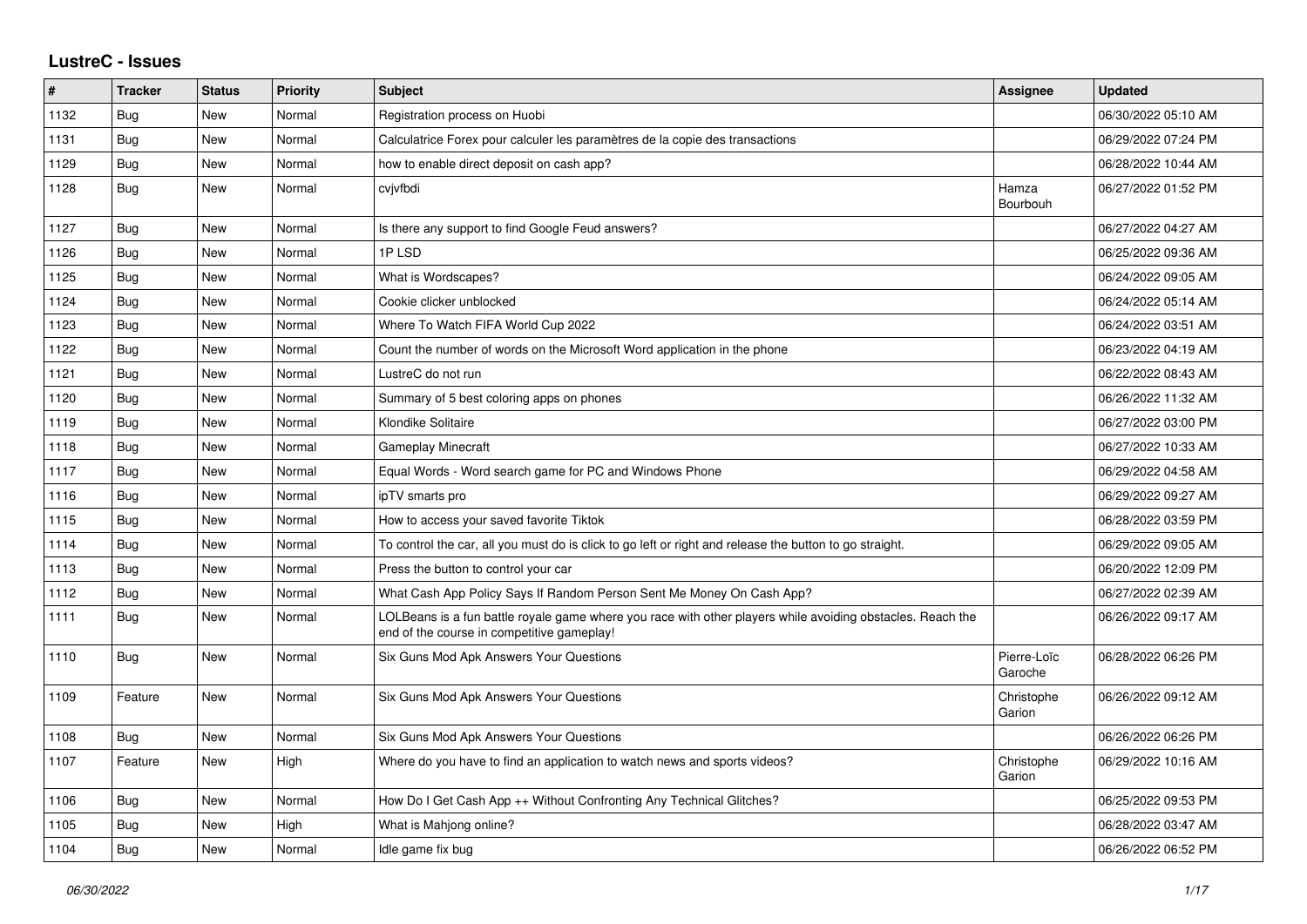# LustreC - Issues

| # | Tracker | Status | Priority | Subject | Assignee | Updated |
|---|---|---|---|---|---|---|
| 1132 | Bug | New | Normal | Registration process on Huobi | | 06/30/2022 05:10 AM |
| 1131 | Bug | New | Normal | Calculatrice Forex pour calculer les paramètres de la copie des transactions | | 06/29/2022 07:24 PM |
| 1129 | Bug | New | Normal | how to enable direct deposit on cash app? | | 06/28/2022 10:44 AM |
| 1128 | Bug | New | Normal | cvjvfbdi | Hamza Bourbouh | 06/27/2022 01:52 PM |
| 1127 | Bug | New | Normal | Is there any support to find Google Feud answers? | | 06/27/2022 04:27 AM |
| 1126 | Bug | New | Normal | 1P LSD | | 06/25/2022 09:36 AM |
| 1125 | Bug | New | Normal | What is Wordscapes? | | 06/24/2022 09:05 AM |
| 1124 | Bug | New | Normal | Cookie clicker unblocked | | 06/24/2022 05:14 AM |
| 1123 | Bug | New | Normal | Where To Watch FIFA World Cup 2022 | | 06/24/2022 03:51 AM |
| 1122 | Bug | New | Normal | Count the number of words on the Microsoft Word application in the phone | | 06/23/2022 04:19 AM |
| 1121 | Bug | New | Normal | LustreC do not run | | 06/22/2022 08:43 AM |
| 1120 | Bug | New | Normal | Summary of 5 best coloring apps on phones | | 06/26/2022 11:32 AM |
| 1119 | Bug | New | Normal | Klondike Solitaire | | 06/27/2022 03:00 PM |
| 1118 | Bug | New | Normal | Gameplay Minecraft | | 06/27/2022 10:33 AM |
| 1117 | Bug | New | Normal | Equal Words - Word search game for PC and Windows Phone | | 06/29/2022 04:58 AM |
| 1116 | Bug | New | Normal | ipTV smarts pro | | 06/29/2022 09:27 AM |
| 1115 | Bug | New | Normal | How to access your saved favorite Tiktok | | 06/28/2022 03:59 PM |
| 1114 | Bug | New | Normal | To control the car, all you must do is click to go left or right and release the button to go straight. | | 06/29/2022 09:05 AM |
| 1113 | Bug | New | Normal | Press the button to control your car | | 06/20/2022 12:09 PM |
| 1112 | Bug | New | Normal | What Cash App Policy Says If Random Person Sent Me Money On Cash App? | | 06/27/2022 02:39 AM |
| 1111 | Bug | New | Normal | LOLBeans is a fun battle royale game where you race with other players while avoiding obstacles. Reach the end of the course in competitive gameplay! | | 06/26/2022 09:17 AM |
| 1110 | Bug | New | Normal | Six Guns Mod Apk Answers Your Questions | Pierre-Loïc Garoche | 06/28/2022 06:26 PM |
| 1109 | Feature | New | Normal | Six Guns Mod Apk Answers Your Questions | Christophe Garion | 06/26/2022 09:12 AM |
| 1108 | Bug | New | Normal | Six Guns Mod Apk Answers Your Questions | | 06/26/2022 06:26 PM |
| 1107 | Feature | New | High | Where do you have to find an application to watch news and sports videos? | Christophe Garion | 06/29/2022 10:16 AM |
| 1106 | Bug | New | Normal | How Do I Get Cash App ++ Without Confronting Any Technical Glitches? | | 06/25/2022 09:53 PM |
| 1105 | Bug | New | High | What is Mahjong online? | | 06/28/2022 03:47 AM |
| 1104 | Bug | New | Normal | Idle game fix bug | | 06/26/2022 06:52 PM |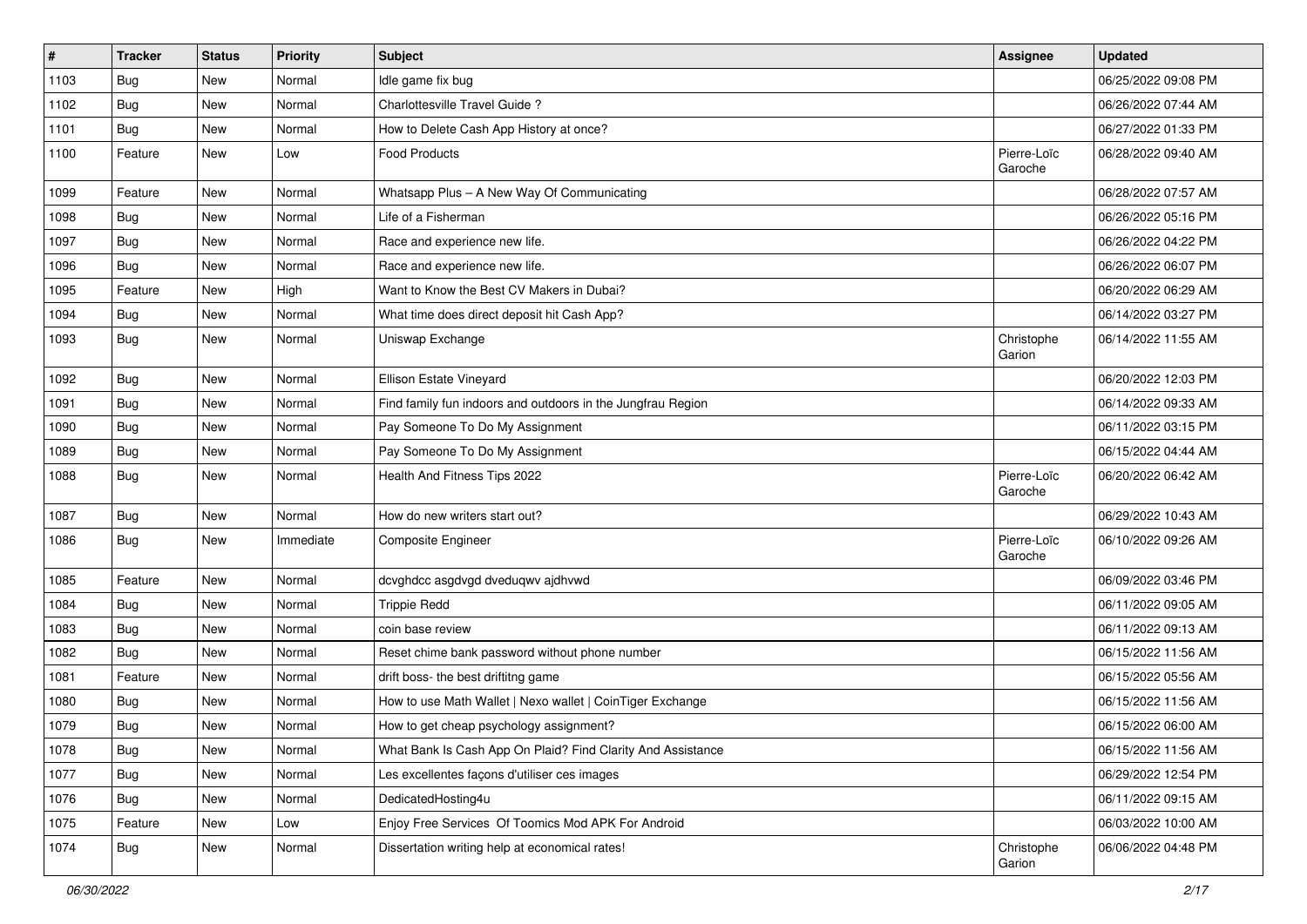| # | Tracker | Status | Priority | Subject | Assignee | Updated |
|---|---|---|---|---|---|---|
| 1103 | Bug | New | Normal | Idle game fix bug | | 06/25/2022 09:08 PM |
| 1102 | Bug | New | Normal | Charlottesville Travel Guide ? | | 06/26/2022 07:44 AM |
| 1101 | Bug | New | Normal | How to Delete Cash App History at once? | | 06/27/2022 01:33 PM |
| 1100 | Feature | New | Low | Food Products | Pierre-Loïc Garoche | 06/28/2022 09:40 AM |
| 1099 | Feature | New | Normal | Whatsapp Plus – A New Way Of Communicating | | 06/28/2022 07:57 AM |
| 1098 | Bug | New | Normal | Life of a Fisherman | | 06/26/2022 05:16 PM |
| 1097 | Bug | New | Normal | Race and experience new life. | | 06/26/2022 04:22 PM |
| 1096 | Bug | New | Normal | Race and experience new life. | | 06/26/2022 06:07 PM |
| 1095 | Feature | New | High | Want to Know the Best CV Makers in Dubai? | | 06/20/2022 06:29 AM |
| 1094 | Bug | New | Normal | What time does direct deposit hit Cash App? | | 06/14/2022 03:27 PM |
| 1093 | Bug | New | Normal | Uniswap Exchange | Christophe Garion | 06/14/2022 11:55 AM |
| 1092 | Bug | New | Normal | Ellison Estate Vineyard | | 06/20/2022 12:03 PM |
| 1091 | Bug | New | Normal | Find family fun indoors and outdoors in the Jungfrau Region | | 06/14/2022 09:33 AM |
| 1090 | Bug | New | Normal | Pay Someone To Do My Assignment | | 06/11/2022 03:15 PM |
| 1089 | Bug | New | Normal | Pay Someone To Do My Assignment | | 06/15/2022 04:44 AM |
| 1088 | Bug | New | Normal | Health And Fitness Tips 2022 | Pierre-Loïc Garoche | 06/20/2022 06:42 AM |
| 1087 | Bug | New | Normal | How do new writers start out? | | 06/29/2022 10:43 AM |
| 1086 | Bug | New | Immediate | Composite Engineer | Pierre-Loïc Garoche | 06/10/2022 09:26 AM |
| 1085 | Feature | New | Normal | dcvghdcc asgdvgd dveduqwv ajdhvwd | | 06/09/2022 03:46 PM |
| 1084 | Bug | New | Normal | Trippie Redd | | 06/11/2022 09:05 AM |
| 1083 | Bug | New | Normal | coin base review | | 06/11/2022 09:13 AM |
| 1082 | Bug | New | Normal | Reset chime bank password without phone number | | 06/15/2022 11:56 AM |
| 1081 | Feature | New | Normal | drift boss- the best driftitng game | | 06/15/2022 05:56 AM |
| 1080 | Bug | New | Normal | How to use Math Wallet \| Nexo wallet \| CoinTiger Exchange | | 06/15/2022 11:56 AM |
| 1079 | Bug | New | Normal | How to get cheap psychology assignment? | | 06/15/2022 06:00 AM |
| 1078 | Bug | New | Normal | What Bank Is Cash App On Plaid? Find Clarity And Assistance | | 06/15/2022 11:56 AM |
| 1077 | Bug | New | Normal | Les excellentes façons d'utiliser ces images | | 06/29/2022 12:54 PM |
| 1076 | Bug | New | Normal | DedicatedHosting4u | | 06/11/2022 09:15 AM |
| 1075 | Feature | New | Low | Enjoy Free Services Of Toomics Mod APK For Android | | 06/03/2022 10:00 AM |
| 1074 | Bug | New | Normal | Dissertation writing help at economical rates! | Christophe Garion | 06/06/2022 04:48 PM |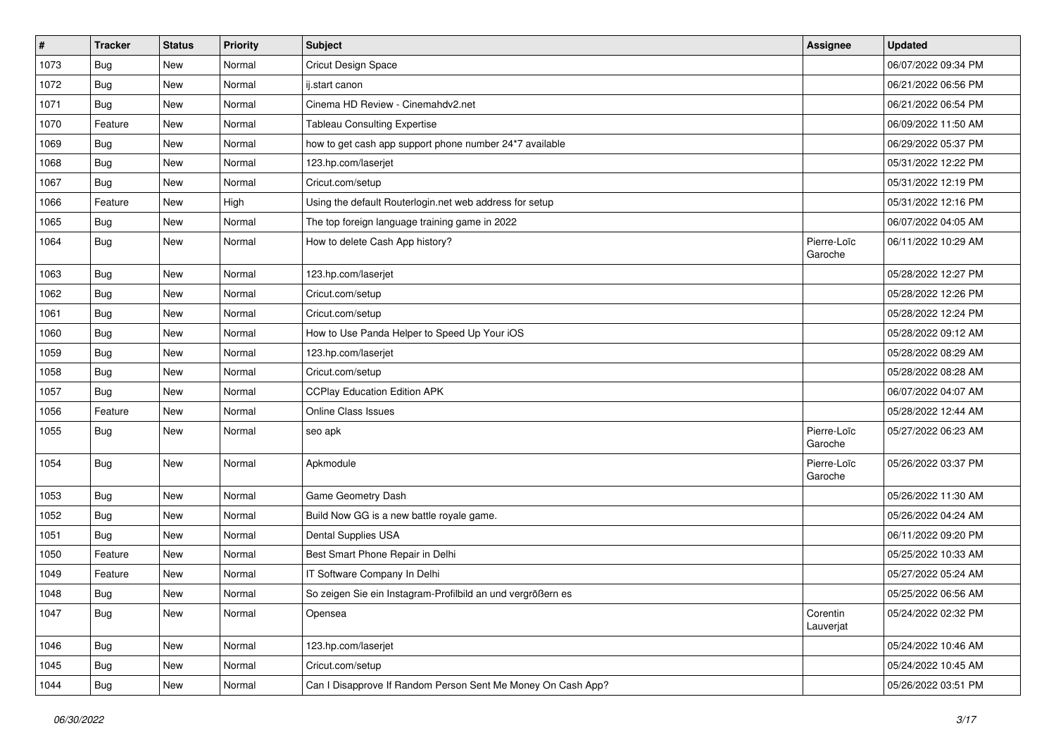| # | Tracker | Status | Priority | Subject | Assignee | Updated |
|---|---|---|---|---|---|---|
| 1073 | Bug | New | Normal | Cricut Design Space | | 06/07/2022 09:34 PM |
| 1072 | Bug | New | Normal | ij.start canon | | 06/21/2022 06:56 PM |
| 1071 | Bug | New | Normal | Cinema HD Review - Cinemahdv2.net | | 06/21/2022 06:54 PM |
| 1070 | Feature | New | Normal | Tableau Consulting Expertise | | 06/09/2022 11:50 AM |
| 1069 | Bug | New | Normal | how to get cash app support phone number 24*7 available | | 06/29/2022 05:37 PM |
| 1068 | Bug | New | Normal | 123.hp.com/laserjet | | 05/31/2022 12:22 PM |
| 1067 | Bug | New | Normal | Cricut.com/setup | | 05/31/2022 12:19 PM |
| 1066 | Feature | New | High | Using the default Routerlogin.net web address for setup | | 05/31/2022 12:16 PM |
| 1065 | Bug | New | Normal | The top foreign language training game in 2022 | | 06/07/2022 04:05 AM |
| 1064 | Bug | New | Normal | How to delete Cash App history? | Pierre-Loïc Garoche | 06/11/2022 10:29 AM |
| 1063 | Bug | New | Normal | 123.hp.com/laserjet | | 05/28/2022 12:27 PM |
| 1062 | Bug | New | Normal | Cricut.com/setup | | 05/28/2022 12:26 PM |
| 1061 | Bug | New | Normal | Cricut.com/setup | | 05/28/2022 12:24 PM |
| 1060 | Bug | New | Normal | How to Use Panda Helper to Speed Up Your iOS | | 05/28/2022 09:12 AM |
| 1059 | Bug | New | Normal | 123.hp.com/laserjet | | 05/28/2022 08:29 AM |
| 1058 | Bug | New | Normal | Cricut.com/setup | | 05/28/2022 08:28 AM |
| 1057 | Bug | New | Normal | CCPlay Education Edition APK | | 06/07/2022 04:07 AM |
| 1056 | Feature | New | Normal | Online Class Issues | | 05/28/2022 12:44 AM |
| 1055 | Bug | New | Normal | seo apk | Pierre-Loïc Garoche | 05/27/2022 06:23 AM |
| 1054 | Bug | New | Normal | Apkmodule | Pierre-Loïc Garoche | 05/26/2022 03:37 PM |
| 1053 | Bug | New | Normal | Game Geometry Dash | | 05/26/2022 11:30 AM |
| 1052 | Bug | New | Normal | Build Now GG is a new battle royale game. | | 05/26/2022 04:24 AM |
| 1051 | Bug | New | Normal | Dental Supplies USA | | 06/11/2022 09:20 PM |
| 1050 | Feature | New | Normal | Best Smart Phone Repair in Delhi | | 05/25/2022 10:33 AM |
| 1049 | Feature | New | Normal | IT Software Company In Delhi | | 05/27/2022 05:24 AM |
| 1048 | Bug | New | Normal | So zeigen Sie ein Instagram-Profilbild an und vergrößern es | | 05/25/2022 06:56 AM |
| 1047 | Bug | New | Normal | Opensea | Corentin Lauverjat | 05/24/2022 02:32 PM |
| 1046 | Bug | New | Normal | 123.hp.com/laserjet | | 05/24/2022 10:46 AM |
| 1045 | Bug | New | Normal | Cricut.com/setup | | 05/24/2022 10:45 AM |
| 1044 | Bug | New | Normal | Can I Disapprove If Random Person Sent Me Money On Cash App? | | 05/26/2022 03:51 PM |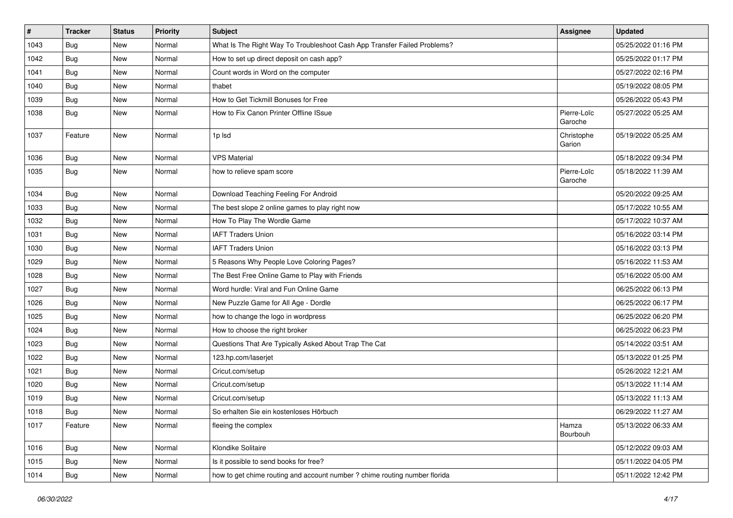| # | Tracker | Status | Priority | Subject | Assignee | Updated |
|---|---|---|---|---|---|---|
| 1043 | Bug | New | Normal | What Is The Right Way To Troubleshoot Cash App Transfer Failed Problems? | | 05/25/2022 01:16 PM |
| 1042 | Bug | New | Normal | How to set up direct deposit on cash app? | | 05/25/2022 01:17 PM |
| 1041 | Bug | New | Normal | Count words in Word on the computer | | 05/27/2022 02:16 PM |
| 1040 | Bug | New | Normal | thabet | | 05/19/2022 08:05 PM |
| 1039 | Bug | New | Normal | How to Get Tickmill Bonuses for Free | | 05/26/2022 05:43 PM |
| 1038 | Bug | New | Normal | How to Fix Canon Printer Offline ISsue | Pierre-Loïc Garoche | 05/27/2022 05:25 AM |
| 1037 | Feature | New | Normal | 1p lsd | Christophe Garion | 05/19/2022 05:25 AM |
| 1036 | Bug | New | Normal | VPS Material | | 05/18/2022 09:34 PM |
| 1035 | Bug | New | Normal | how to relieve spam score | Pierre-Loïc Garoche | 05/18/2022 11:39 AM |
| 1034 | Bug | New | Normal | Download Teaching Feeling For Android | | 05/20/2022 09:25 AM |
| 1033 | Bug | New | Normal | The best slope 2 online games to play right now | | 05/17/2022 10:55 AM |
| 1032 | Bug | New | Normal | How To Play The Wordle Game | | 05/17/2022 10:37 AM |
| 1031 | Bug | New | Normal | IAFT Traders Union | | 05/16/2022 03:14 PM |
| 1030 | Bug | New | Normal | IAFT Traders Union | | 05/16/2022 03:13 PM |
| 1029 | Bug | New | Normal | 5 Reasons Why People Love Coloring Pages? | | 05/16/2022 11:53 AM |
| 1028 | Bug | New | Normal | The Best Free Online Game to Play with Friends | | 05/16/2022 05:00 AM |
| 1027 | Bug | New | Normal | Word hurdle: Viral and Fun Online Game | | 06/25/2022 06:13 PM |
| 1026 | Bug | New | Normal | New Puzzle Game for All Age - Dordle | | 06/25/2022 06:17 PM |
| 1025 | Bug | New | Normal | how to change the logo in wordpress | | 06/25/2022 06:20 PM |
| 1024 | Bug | New | Normal | How to choose the right broker | | 06/25/2022 06:23 PM |
| 1023 | Bug | New | Normal | Questions That Are Typically Asked About Trap The Cat | | 05/14/2022 03:51 AM |
| 1022 | Bug | New | Normal | 123.hp.com/laserjet | | 05/13/2022 01:25 PM |
| 1021 | Bug | New | Normal | Cricut.com/setup | | 05/26/2022 12:21 AM |
| 1020 | Bug | New | Normal | Cricut.com/setup | | 05/13/2022 11:14 AM |
| 1019 | Bug | New | Normal | Cricut.com/setup | | 05/13/2022 11:13 AM |
| 1018 | Bug | New | Normal | So erhalten Sie ein kostenloses Hörbuch | | 06/29/2022 11:27 AM |
| 1017 | Feature | New | Normal | fleeing the complex | Hamza Bourbouh | 05/13/2022 06:33 AM |
| 1016 | Bug | New | Normal | Klondike Solitaire | | 05/12/2022 09:03 AM |
| 1015 | Bug | New | Normal | Is it possible to send books for free? | | 05/11/2022 04:05 PM |
| 1014 | Bug | New | Normal | how to get chime routing and account number ? chime routing number florida | | 05/11/2022 12:42 PM |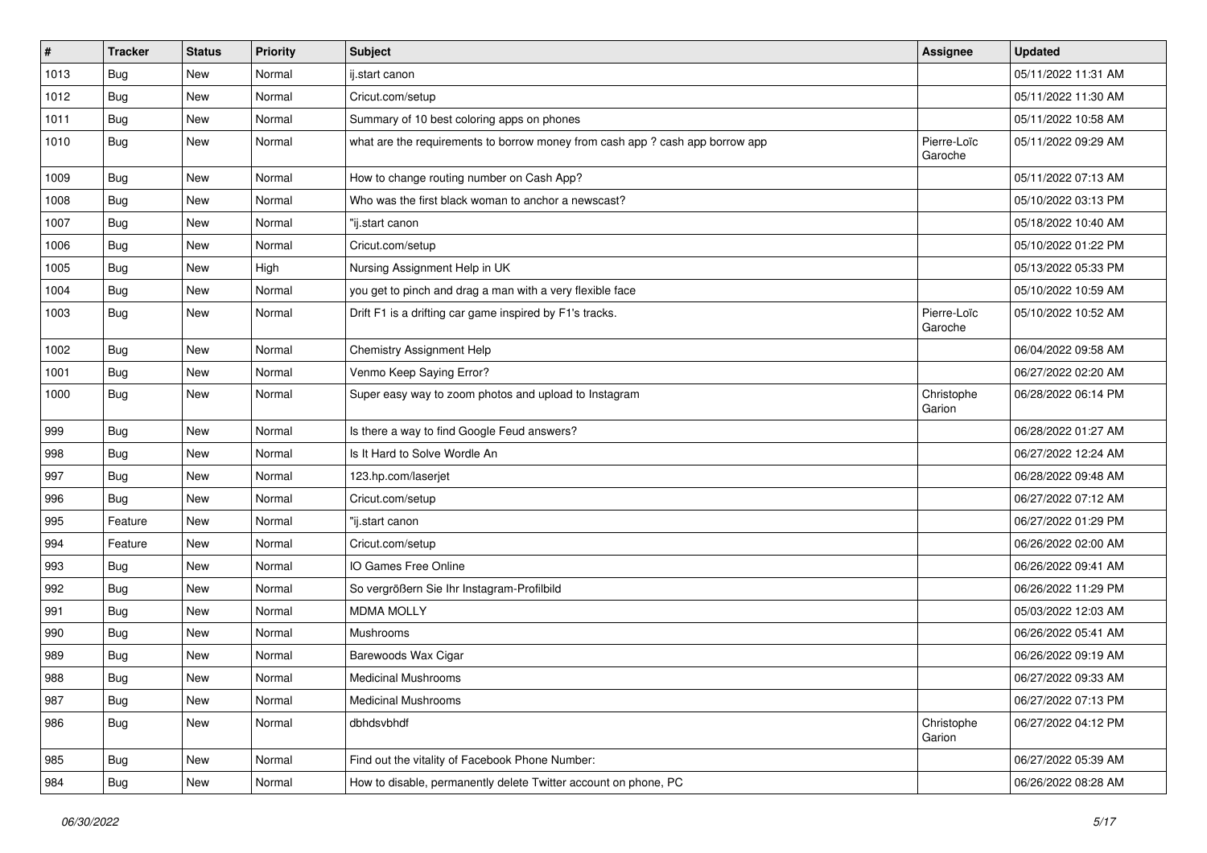| # | Tracker | Status | Priority | Subject | Assignee | Updated |
|---|---|---|---|---|---|---|
| 1013 | Bug | New | Normal | ij.start canon | | 05/11/2022 11:31 AM |
| 1012 | Bug | New | Normal | Cricut.com/setup | | 05/11/2022 11:30 AM |
| 1011 | Bug | New | Normal | Summary of 10 best coloring apps on phones | | 05/11/2022 10:58 AM |
| 1010 | Bug | New | Normal | what are the requirements to borrow money from cash app ? cash app borrow app | Pierre-Loïc Garoche | 05/11/2022 09:29 AM |
| 1009 | Bug | New | Normal | How to change routing number on Cash App? | | 05/11/2022 07:13 AM |
| 1008 | Bug | New | Normal | Who was the first black woman to anchor a newscast? | | 05/10/2022 03:13 PM |
| 1007 | Bug | New | Normal | "ij.start canon | | 05/18/2022 10:40 AM |
| 1006 | Bug | New | Normal | Cricut.com/setup | | 05/10/2022 01:22 PM |
| 1005 | Bug | New | High | Nursing Assignment Help in UK | | 05/13/2022 05:33 PM |
| 1004 | Bug | New | Normal | you get to pinch and drag a man with a very flexible face | | 05/10/2022 10:59 AM |
| 1003 | Bug | New | Normal | Drift F1 is a drifting car game inspired by F1's tracks. | Pierre-Loïc Garoche | 05/10/2022 10:52 AM |
| 1002 | Bug | New | Normal | Chemistry Assignment Help | | 06/04/2022 09:58 AM |
| 1001 | Bug | New | Normal | Venmo Keep Saying Error? | | 06/27/2022 02:20 AM |
| 1000 | Bug | New | Normal | Super easy way to zoom photos and upload to Instagram | Christophe Garion | 06/28/2022 06:14 PM |
| 999 | Bug | New | Normal | Is there a way to find Google Feud answers? | | 06/28/2022 01:27 AM |
| 998 | Bug | New | Normal | Is It Hard to Solve Wordle An | | 06/27/2022 12:24 AM |
| 997 | Bug | New | Normal | 123.hp.com/laserjet | | 06/28/2022 09:48 AM |
| 996 | Bug | New | Normal | Cricut.com/setup | | 06/27/2022 07:12 AM |
| 995 | Feature | New | Normal | "ij.start canon | | 06/27/2022 01:29 PM |
| 994 | Feature | New | Normal | Cricut.com/setup | | 06/26/2022 02:00 AM |
| 993 | Bug | New | Normal | IO Games Free Online | | 06/26/2022 09:41 AM |
| 992 | Bug | New | Normal | So vergrößern Sie Ihr Instagram-Profilbild | | 06/26/2022 11:29 PM |
| 991 | Bug | New | Normal | MDMA MOLLY | | 05/03/2022 12:03 AM |
| 990 | Bug | New | Normal | Mushrooms | | 06/26/2022 05:41 AM |
| 989 | Bug | New | Normal | Barewoods Wax Cigar | | 06/26/2022 09:19 AM |
| 988 | Bug | New | Normal | Medicinal Mushrooms | | 06/27/2022 09:33 AM |
| 987 | Bug | New | Normal | Medicinal Mushrooms | | 06/27/2022 07:13 PM |
| 986 | Bug | New | Normal | dbhdsvbhdf | Christophe Garion | 06/27/2022 04:12 PM |
| 985 | Bug | New | Normal | Find out the vitality of Facebook Phone Number: | | 06/27/2022 05:39 AM |
| 984 | Bug | New | Normal | How to disable, permanently delete Twitter account on phone, PC | | 06/26/2022 08:28 AM |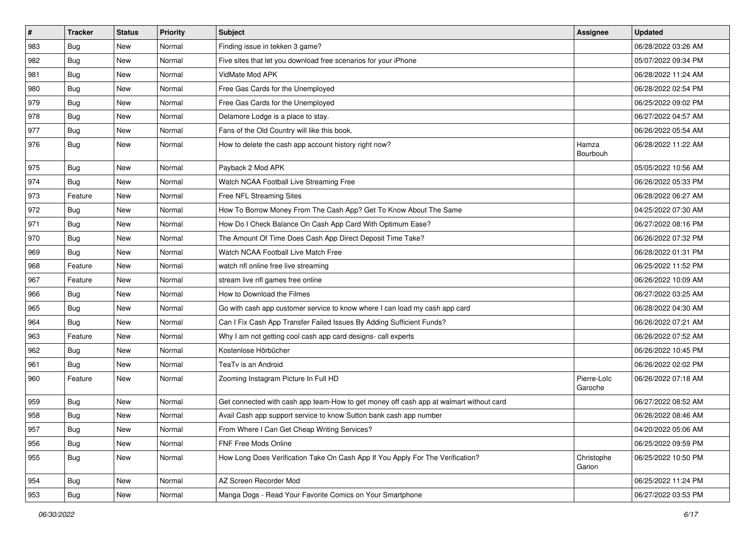| # | Tracker | Status | Priority | Subject | Assignee | Updated |
|---|---|---|---|---|---|---|
| 983 | Bug | New | Normal | Finding issue in tekken 3 game? | | 06/28/2022 03:26 AM |
| 982 | Bug | New | Normal | Five sites that let you download free scenarios for your iPhone | | 05/07/2022 09:34 PM |
| 981 | Bug | New | Normal | VidMate Mod APK | | 06/28/2022 11:24 AM |
| 980 | Bug | New | Normal | Free Gas Cards for the Unemployed | | 06/28/2022 02:54 PM |
| 979 | Bug | New | Normal | Free Gas Cards for the Unemployed | | 06/25/2022 09:02 PM |
| 978 | Bug | New | Normal | Delamore Lodge is a place to stay. | | 06/27/2022 04:57 AM |
| 977 | Bug | New | Normal | Fans of the Old Country will like this book. | | 06/26/2022 05:54 AM |
| 976 | Bug | New | Normal | How to delete the cash app account history right now? | Hamza Bourbouh | 06/28/2022 11:22 AM |
| 975 | Bug | New | Normal | Payback 2 Mod APK | | 05/05/2022 10:56 AM |
| 974 | Bug | New | Normal | Watch NCAA Football Live Streaming Free | | 06/26/2022 05:33 PM |
| 973 | Feature | New | Normal | Free NFL Streaming Sites | | 06/28/2022 06:27 AM |
| 972 | Bug | New | Normal | How To Borrow Money From The Cash App? Get To Know About The Same | | 04/25/2022 07:30 AM |
| 971 | Bug | New | Normal | How Do I Check Balance On Cash App Card With Optimum Ease? | | 06/27/2022 08:16 PM |
| 970 | Bug | New | Normal | The Amount Of Time Does Cash App Direct Deposit Time Take? | | 06/26/2022 07:32 PM |
| 969 | Bug | New | Normal | Watch NCAA Football Live Match Free | | 06/28/2022 01:31 PM |
| 968 | Feature | New | Normal | watch nfl online free live streaming | | 06/25/2022 11:52 PM |
| 967 | Feature | New | Normal | stream live nfl games free online | | 06/26/2022 10:09 AM |
| 966 | Bug | New | Normal | How to Download the Filmes | | 06/27/2022 03:25 AM |
| 965 | Bug | New | Normal | Go with cash app customer service to know where I can load my cash app card | | 06/28/2022 04:30 AM |
| 964 | Bug | New | Normal | Can I Fix Cash App Transfer Failed Issues By Adding Sufficient Funds? | | 06/26/2022 07:21 AM |
| 963 | Feature | New | Normal | Why I am not getting cool cash app card designs- call experts | | 06/26/2022 07:52 AM |
| 962 | Bug | New | Normal | Kostenlose Hörbücher | | 06/26/2022 10:45 PM |
| 961 | Bug | New | Normal | TeaTv is an Android | | 06/26/2022 02:02 PM |
| 960 | Feature | New | Normal | Zooming Instagram Picture In Full HD | Pierre-Loïc Garoche | 06/26/2022 07:18 AM |
| 959 | Bug | New | Normal | Get connected with cash app team-How to get money off cash app at walmart without card | | 06/27/2022 08:52 AM |
| 958 | Bug | New | Normal | Avail Cash app support service to know Sutton bank cash app number | | 06/26/2022 08:46 AM |
| 957 | Bug | New | Normal | From Where I Can Get Cheap Writing Services? | | 04/20/2022 05:06 AM |
| 956 | Bug | New | Normal | FNF Free Mods Online | | 06/25/2022 09:59 PM |
| 955 | Bug | New | Normal | How Long Does Verification Take On Cash App If You Apply For The Verification? | Christophe Garion | 06/25/2022 10:50 PM |
| 954 | Bug | New | Normal | AZ Screen Recorder Mod | | 06/25/2022 11:24 PM |
| 953 | Bug | New | Normal | Manga Dogs - Read Your Favorite Comics on Your Smartphone | | 06/27/2022 03:53 PM |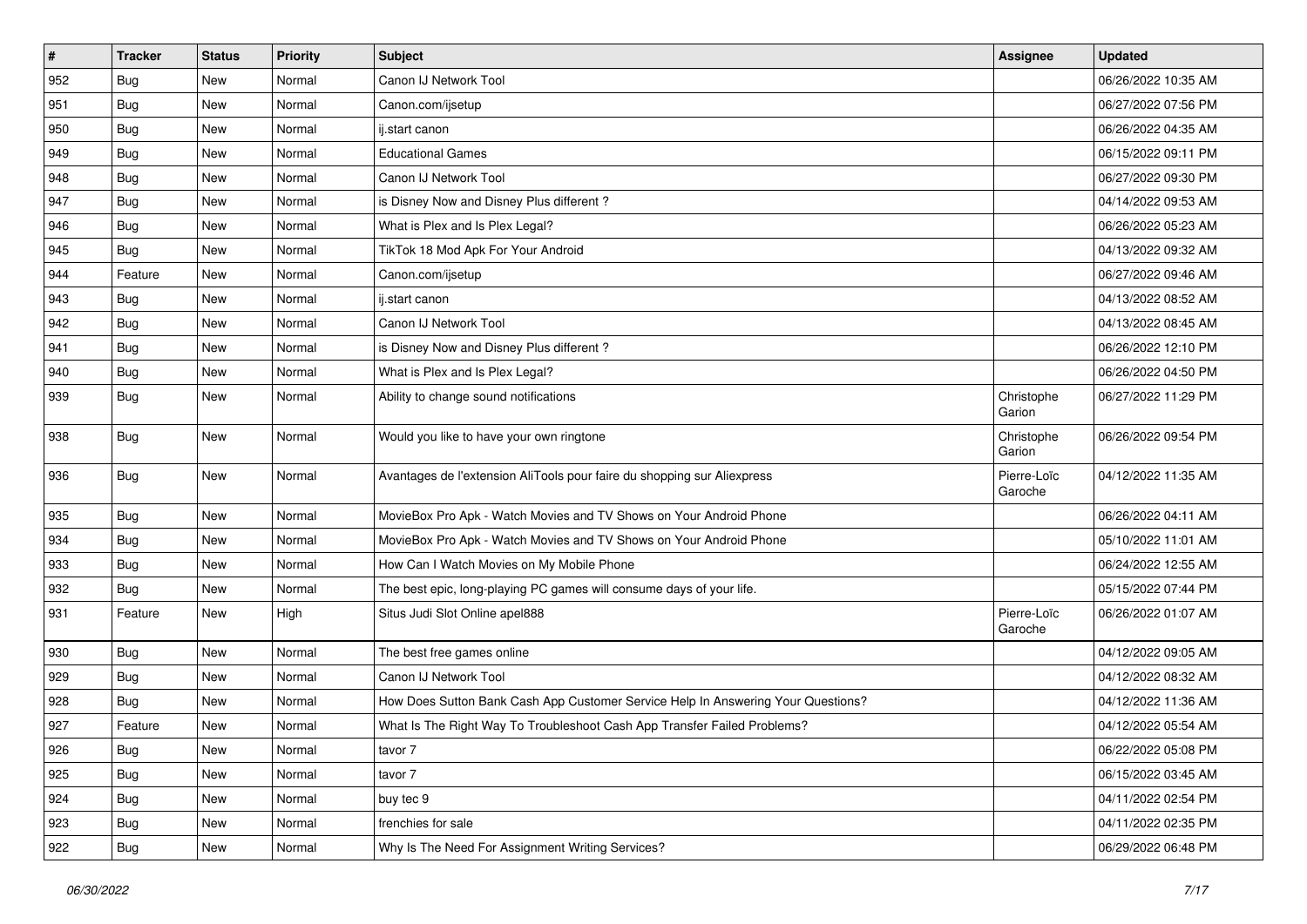| # | Tracker | Status | Priority | Subject | Assignee | Updated |
| --- | --- | --- | --- | --- | --- | --- |
| 952 | Bug | New | Normal | Canon IJ Network Tool | | 06/26/2022 10:35 AM |
| 951 | Bug | New | Normal | Canon.com/ijsetup | | 06/27/2022 07:56 PM |
| 950 | Bug | New | Normal | ij.start canon | | 06/26/2022 04:35 AM |
| 949 | Bug | New | Normal | Educational Games | | 06/15/2022 09:11 PM |
| 948 | Bug | New | Normal | Canon IJ Network Tool | | 06/27/2022 09:30 PM |
| 947 | Bug | New | Normal | is Disney Now and Disney Plus different ? | | 04/14/2022 09:53 AM |
| 946 | Bug | New | Normal | What is Plex and Is Plex Legal? | | 06/26/2022 05:23 AM |
| 945 | Bug | New | Normal | TikTok 18 Mod Apk For Your Android | | 04/13/2022 09:32 AM |
| 944 | Feature | New | Normal | Canon.com/ijsetup | | 06/27/2022 09:46 AM |
| 943 | Bug | New | Normal | ij.start canon | | 04/13/2022 08:52 AM |
| 942 | Bug | New | Normal | Canon IJ Network Tool | | 04/13/2022 08:45 AM |
| 941 | Bug | New | Normal | is Disney Now and Disney Plus different ? | | 06/26/2022 12:10 PM |
| 940 | Bug | New | Normal | What is Plex and Is Plex Legal? | | 06/26/2022 04:50 PM |
| 939 | Bug | New | Normal | Ability to change sound notifications | Christophe Garion | 06/27/2022 11:29 PM |
| 938 | Bug | New | Normal | Would you like to have your own ringtone | Christophe Garion | 06/26/2022 09:54 PM |
| 936 | Bug | New | Normal | Avantages de l'extension AliTools pour faire du shopping sur Aliexpress | Pierre-Loïc Garoche | 04/12/2022 11:35 AM |
| 935 | Bug | New | Normal | MovieBox Pro Apk - Watch Movies and TV Shows on Your Android Phone | | 06/26/2022 04:11 AM |
| 934 | Bug | New | Normal | MovieBox Pro Apk - Watch Movies and TV Shows on Your Android Phone | | 05/10/2022 11:01 AM |
| 933 | Bug | New | Normal | How Can I Watch Movies on My Mobile Phone | | 06/24/2022 12:55 AM |
| 932 | Bug | New | Normal | The best epic, long-playing PC games will consume days of your life. | | 05/15/2022 07:44 PM |
| 931 | Feature | New | High | Situs Judi Slot Online apel888 | Pierre-Loïc Garoche | 06/26/2022 01:07 AM |
| 930 | Bug | New | Normal | The best free games online | | 04/12/2022 09:05 AM |
| 929 | Bug | New | Normal | Canon IJ Network Tool | | 04/12/2022 08:32 AM |
| 928 | Bug | New | Normal | How Does Sutton Bank Cash App Customer Service Help In Answering Your Questions? | | 04/12/2022 11:36 AM |
| 927 | Feature | New | Normal | What Is The Right Way To Troubleshoot Cash App Transfer Failed Problems? | | 04/12/2022 05:54 AM |
| 926 | Bug | New | Normal | tavor 7 | | 06/22/2022 05:08 PM |
| 925 | Bug | New | Normal | tavor 7 | | 06/15/2022 03:45 AM |
| 924 | Bug | New | Normal | buy tec 9 | | 04/11/2022 02:54 PM |
| 923 | Bug | New | Normal | frenchies for sale | | 04/11/2022 02:35 PM |
| 922 | Bug | New | Normal | Why Is The Need For Assignment Writing Services? | | 06/29/2022 06:48 PM |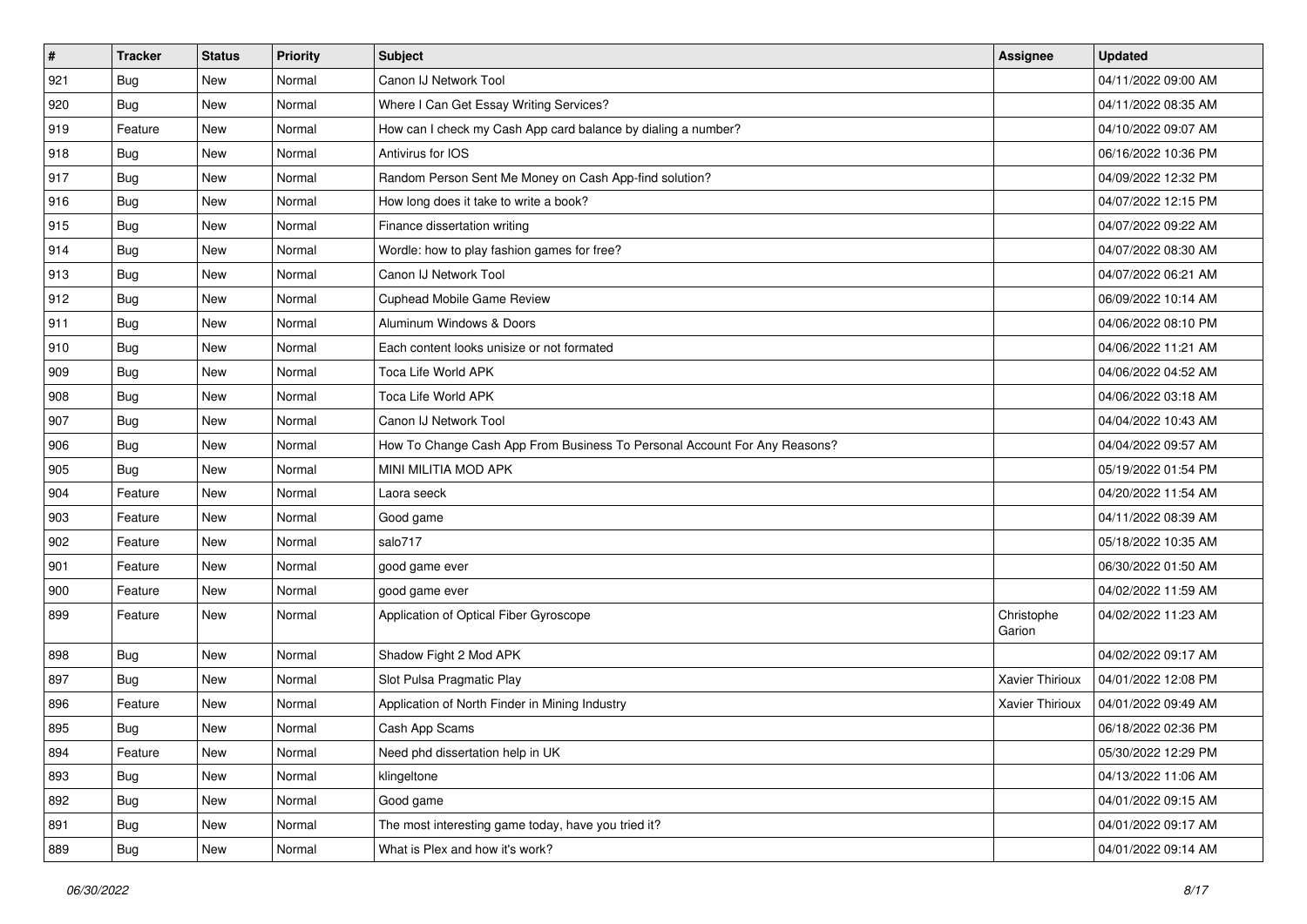| # | Tracker | Status | Priority | Subject | Assignee | Updated |
|---|---|---|---|---|---|---|
| 921 | Bug | New | Normal | Canon IJ Network Tool | | 04/11/2022 09:00 AM |
| 920 | Bug | New | Normal | Where I Can Get Essay Writing Services? | | 04/11/2022 08:35 AM |
| 919 | Feature | New | Normal | How can I check my Cash App card balance by dialing a number? | | 04/10/2022 09:07 AM |
| 918 | Bug | New | Normal | Antivirus for IOS | | 06/16/2022 10:36 PM |
| 917 | Bug | New | Normal | Random Person Sent Me Money on Cash App-find solution? | | 04/09/2022 12:32 PM |
| 916 | Bug | New | Normal | How long does it take to write a book? | | 04/07/2022 12:15 PM |
| 915 | Bug | New | Normal | Finance dissertation writing | | 04/07/2022 09:22 AM |
| 914 | Bug | New | Normal | Wordle: how to play fashion games for free? | | 04/07/2022 08:30 AM |
| 913 | Bug | New | Normal | Canon IJ Network Tool | | 04/07/2022 06:21 AM |
| 912 | Bug | New | Normal | Cuphead Mobile Game Review | | 06/09/2022 10:14 AM |
| 911 | Bug | New | Normal | Aluminum Windows & Doors | | 04/06/2022 08:10 PM |
| 910 | Bug | New | Normal | Each content looks unisize or not formated | | 04/06/2022 11:21 AM |
| 909 | Bug | New | Normal | Toca Life World APK | | 04/06/2022 04:52 AM |
| 908 | Bug | New | Normal | Toca Life World APK | | 04/06/2022 03:18 AM |
| 907 | Bug | New | Normal | Canon IJ Network Tool | | 04/04/2022 10:43 AM |
| 906 | Bug | New | Normal | How To Change Cash App From Business To Personal Account For Any Reasons? | | 04/04/2022 09:57 AM |
| 905 | Bug | New | Normal | MINI MILITIA MOD APK | | 05/19/2022 01:54 PM |
| 904 | Feature | New | Normal | Laora seeck | | 04/20/2022 11:54 AM |
| 903 | Feature | New | Normal | Good game | | 04/11/2022 08:39 AM |
| 902 | Feature | New | Normal | salo717 | | 05/18/2022 10:35 AM |
| 901 | Feature | New | Normal | good game ever | | 06/30/2022 01:50 AM |
| 900 | Feature | New | Normal | good game ever | | 04/02/2022 11:59 AM |
| 899 | Feature | New | Normal | Application of Optical Fiber Gyroscope | Christophe Garion | 04/02/2022 11:23 AM |
| 898 | Bug | New | Normal | Shadow Fight 2 Mod APK | | 04/02/2022 09:17 AM |
| 897 | Bug | New | Normal | Slot Pulsa Pragmatic Play | Xavier Thirioux | 04/01/2022 12:08 PM |
| 896 | Feature | New | Normal | Application of North Finder in Mining Industry | Xavier Thirioux | 04/01/2022 09:49 AM |
| 895 | Bug | New | Normal | Cash App Scams | | 06/18/2022 02:36 PM |
| 894 | Feature | New | Normal | Need phd dissertation help in UK | | 05/30/2022 12:29 PM |
| 893 | Bug | New | Normal | klingeltone | | 04/13/2022 11:06 AM |
| 892 | Bug | New | Normal | Good game | | 04/01/2022 09:15 AM |
| 891 | Bug | New | Normal | The most interesting game today, have you tried it? | | 04/01/2022 09:17 AM |
| 889 | Bug | New | Normal | What is Plex and how it's work? | | 04/01/2022 09:14 AM |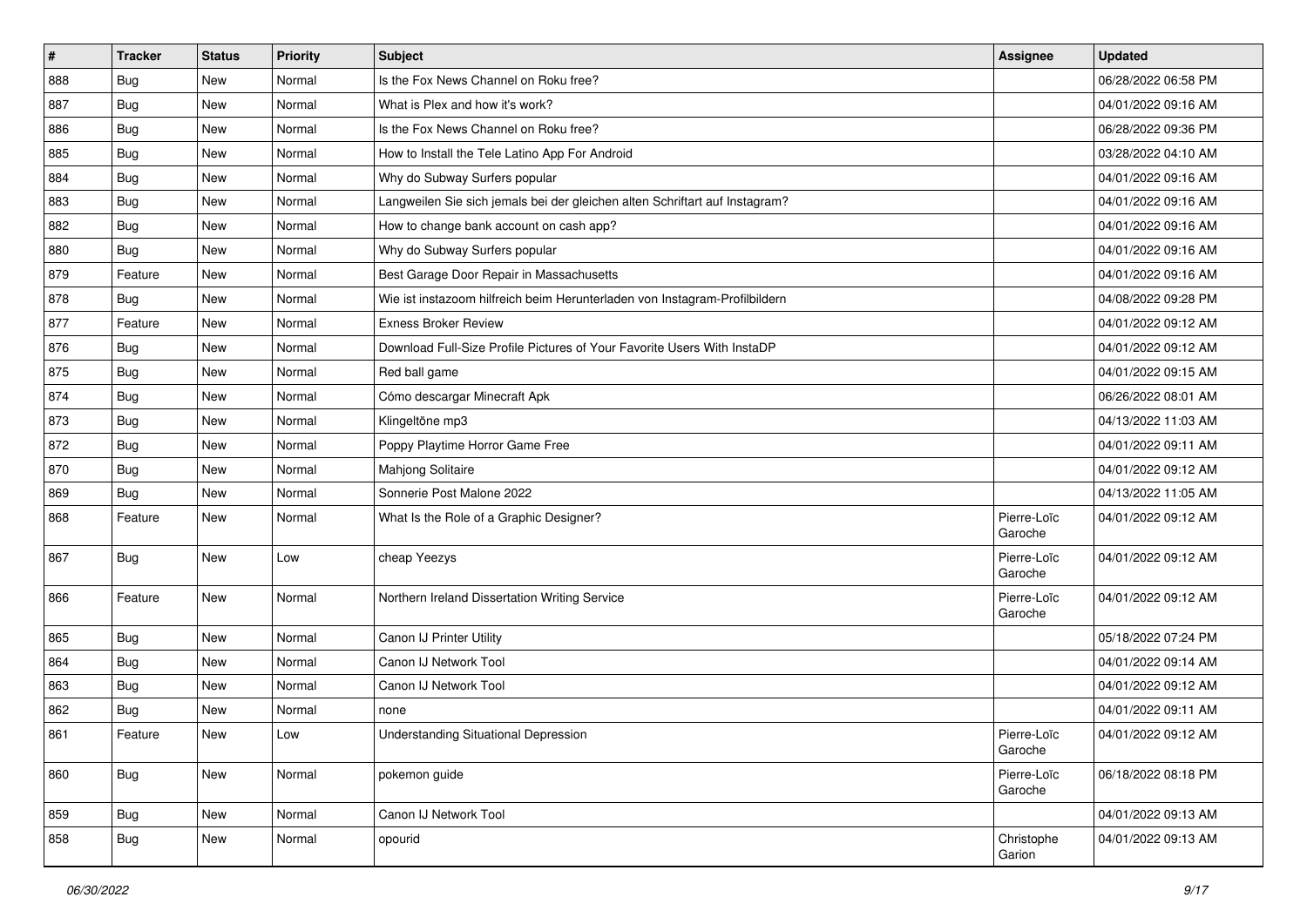| # | Tracker | Status | Priority | Subject | Assignee | Updated |
| --- | --- | --- | --- | --- | --- | --- |
| 888 | Bug | New | Normal | Is the Fox News Channel on Roku free? | | 06/28/2022 06:58 PM |
| 887 | Bug | New | Normal | What is Plex and how it's work? | | 04/01/2022 09:16 AM |
| 886 | Bug | New | Normal | Is the Fox News Channel on Roku free? | | 06/28/2022 09:36 PM |
| 885 | Bug | New | Normal | How to Install the Tele Latino App For Android | | 03/28/2022 04:10 AM |
| 884 | Bug | New | Normal | Why do Subway Surfers popular | | 04/01/2022 09:16 AM |
| 883 | Bug | New | Normal | Langweilen Sie sich jemals bei der gleichen alten Schriftart auf Instagram? | | 04/01/2022 09:16 AM |
| 882 | Bug | New | Normal | How to change bank account on cash app? | | 04/01/2022 09:16 AM |
| 880 | Bug | New | Normal | Why do Subway Surfers popular | | 04/01/2022 09:16 AM |
| 879 | Feature | New | Normal | Best Garage Door Repair in Massachusetts | | 04/01/2022 09:16 AM |
| 878 | Bug | New | Normal | Wie ist instazoom hilfreich beim Herunterladen von Instagram-Profilbildern | | 04/08/2022 09:28 PM |
| 877 | Feature | New | Normal | Exness Broker Review | | 04/01/2022 09:12 AM |
| 876 | Bug | New | Normal | Download Full-Size Profile Pictures of Your Favorite Users With InstaDP | | 04/01/2022 09:12 AM |
| 875 | Bug | New | Normal | Red ball game | | 04/01/2022 09:15 AM |
| 874 | Bug | New | Normal | Cómo descargar Minecraft Apk | | 06/26/2022 08:01 AM |
| 873 | Bug | New | Normal | Klingeltöne mp3 | | 04/13/2022 11:03 AM |
| 872 | Bug | New | Normal | Poppy Playtime Horror Game Free | | 04/01/2022 09:11 AM |
| 870 | Bug | New | Normal | Mahjong Solitaire | | 04/01/2022 09:12 AM |
| 869 | Bug | New | Normal | Sonnerie Post Malone 2022 | | 04/13/2022 11:05 AM |
| 868 | Feature | New | Normal | What Is the Role of a Graphic Designer? | Pierre-Loïc Garoche | 04/01/2022 09:12 AM |
| 867 | Bug | New | Low | cheap Yeezys | Pierre-Loïc Garoche | 04/01/2022 09:12 AM |
| 866 | Feature | New | Normal | Northern Ireland Dissertation Writing Service | Pierre-Loïc Garoche | 04/01/2022 09:12 AM |
| 865 | Bug | New | Normal | Canon IJ Printer Utility | | 05/18/2022 07:24 PM |
| 864 | Bug | New | Normal | Canon IJ Network Tool | | 04/01/2022 09:14 AM |
| 863 | Bug | New | Normal | Canon IJ Network Tool | | 04/01/2022 09:12 AM |
| 862 | Bug | New | Normal | none | | 04/01/2022 09:11 AM |
| 861 | Feature | New | Low | Understanding Situational Depression | Pierre-Loïc Garoche | 04/01/2022 09:12 AM |
| 860 | Bug | New | Normal | pokemon guide | Pierre-Loïc Garoche | 06/18/2022 08:18 PM |
| 859 | Bug | New | Normal | Canon IJ Network Tool | | 04/01/2022 09:13 AM |
| 858 | Bug | New | Normal | opourid | Christophe Garion | 04/01/2022 09:13 AM |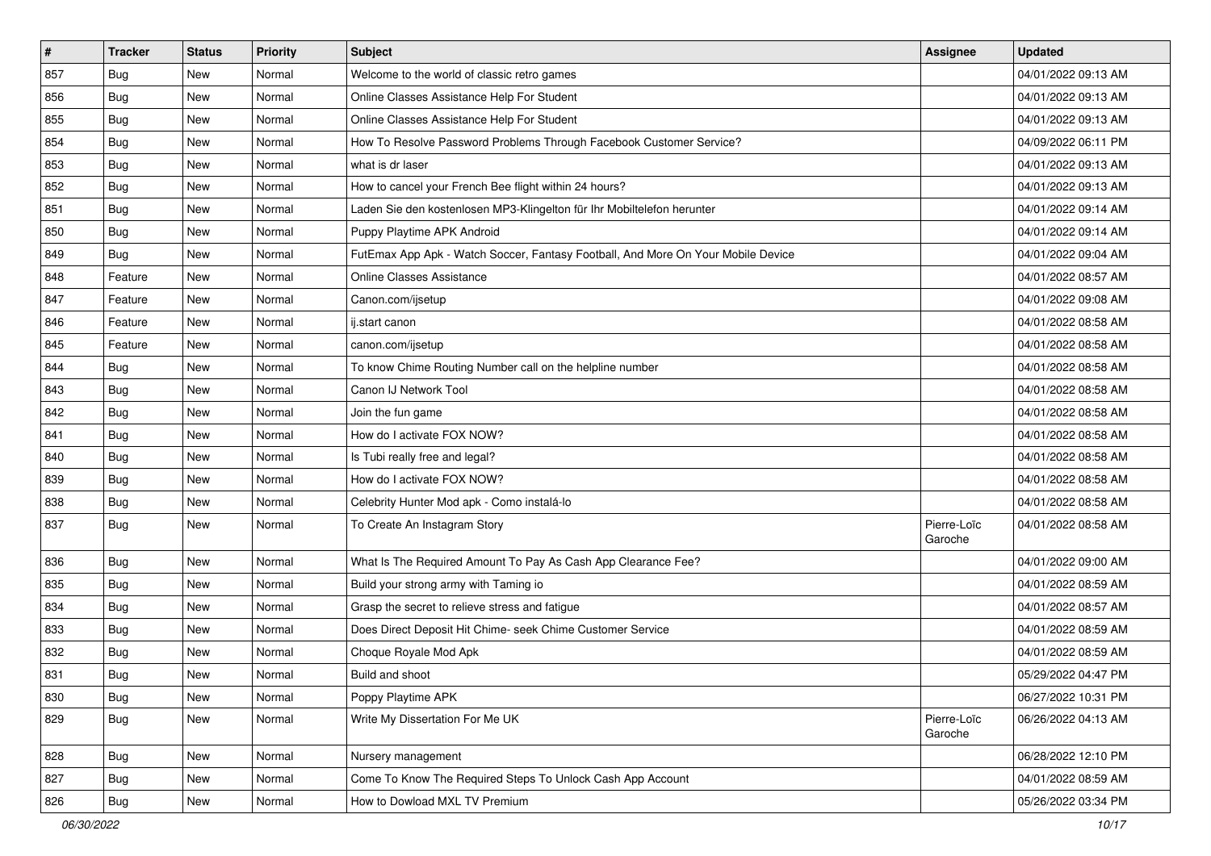| # | Tracker | Status | Priority | Subject | Assignee | Updated |
|---|---|---|---|---|---|---|
| 857 | Bug | New | Normal | Welcome to the world of classic retro games | | 04/01/2022 09:13 AM |
| 856 | Bug | New | Normal | Online Classes Assistance Help For Student | | 04/01/2022 09:13 AM |
| 855 | Bug | New | Normal | Online Classes Assistance Help For Student | | 04/01/2022 09:13 AM |
| 854 | Bug | New | Normal | How To Resolve Password Problems Through Facebook Customer Service? | | 04/09/2022 06:11 PM |
| 853 | Bug | New | Normal | what is dr laser | | 04/01/2022 09:13 AM |
| 852 | Bug | New | Normal | How to cancel your French Bee flight within 24 hours? | | 04/01/2022 09:13 AM |
| 851 | Bug | New | Normal | Laden Sie den kostenlosen MP3-Klingelton für Ihr Mobiltelefon herunter | | 04/01/2022 09:14 AM |
| 850 | Bug | New | Normal | Puppy Playtime APK Android | | 04/01/2022 09:14 AM |
| 849 | Bug | New | Normal | FutEmax App Apk - Watch Soccer, Fantasy Football, And More On Your Mobile Device | | 04/01/2022 09:04 AM |
| 848 | Feature | New | Normal | Online Classes Assistance | | 04/01/2022 08:57 AM |
| 847 | Feature | New | Normal | Canon.com/ijsetup | | 04/01/2022 09:08 AM |
| 846 | Feature | New | Normal | ij.start canon | | 04/01/2022 08:58 AM |
| 845 | Feature | New | Normal | canon.com/ijsetup | | 04/01/2022 08:58 AM |
| 844 | Bug | New | Normal | To know Chime Routing Number call on the helpline number | | 04/01/2022 08:58 AM |
| 843 | Bug | New | Normal | Canon IJ Network Tool | | 04/01/2022 08:58 AM |
| 842 | Bug | New | Normal | Join the fun game | | 04/01/2022 08:58 AM |
| 841 | Bug | New | Normal | How do I activate FOX NOW? | | 04/01/2022 08:58 AM |
| 840 | Bug | New | Normal | Is Tubi really free and legal? | | 04/01/2022 08:58 AM |
| 839 | Bug | New | Normal | How do I activate FOX NOW? | | 04/01/2022 08:58 AM |
| 838 | Bug | New | Normal | Celebrity Hunter Mod apk - Como instalá-lo | | 04/01/2022 08:58 AM |
| 837 | Bug | New | Normal | To Create An Instagram Story | Pierre-Loïc Garoche | 04/01/2022 08:58 AM |
| 836 | Bug | New | Normal | What Is The Required Amount To Pay As Cash App Clearance Fee? | | 04/01/2022 09:00 AM |
| 835 | Bug | New | Normal | Build your strong army with Taming io | | 04/01/2022 08:59 AM |
| 834 | Bug | New | Normal | Grasp the secret to relieve stress and fatigue | | 04/01/2022 08:57 AM |
| 833 | Bug | New | Normal | Does Direct Deposit Hit Chime- seek Chime Customer Service | | 04/01/2022 08:59 AM |
| 832 | Bug | New | Normal | Choque Royale Mod Apk | | 04/01/2022 08:59 AM |
| 831 | Bug | New | Normal | Build and shoot | | 05/29/2022 04:47 PM |
| 830 | Bug | New | Normal | Poppy Playtime APK | | 06/27/2022 10:31 PM |
| 829 | Bug | New | Normal | Write My Dissertation For Me UK | Pierre-Loïc Garoche | 06/26/2022 04:13 AM |
| 828 | Bug | New | Normal | Nursery management | | 06/28/2022 12:10 PM |
| 827 | Bug | New | Normal | Come To Know The Required Steps To Unlock Cash App Account | | 04/01/2022 08:59 AM |
| 826 | Bug | New | Normal | How to Dowload MXL TV Premium | | 05/26/2022 03:34 PM |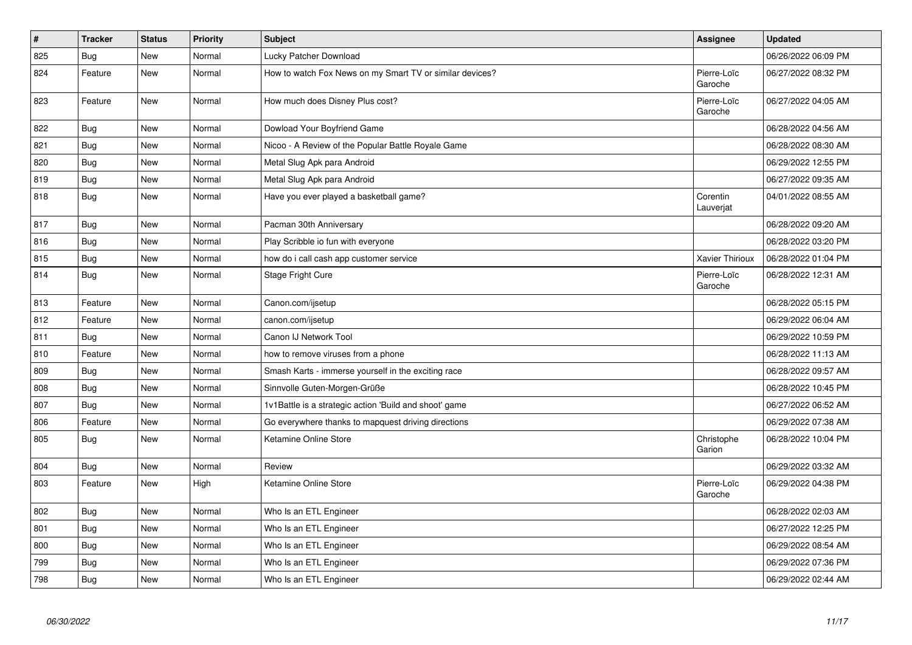| # | Tracker | Status | Priority | Subject | Assignee | Updated |
|---|---|---|---|---|---|---|
| 825 | Bug | New | Normal | Lucky Patcher Download | | 06/26/2022 06:09 PM |
| 824 | Feature | New | Normal | How to watch Fox News on my Smart TV or similar devices? | Pierre-Loïc Garoche | 06/27/2022 08:32 PM |
| 823 | Feature | New | Normal | How much does Disney Plus cost? | Pierre-Loïc Garoche | 06/27/2022 04:05 AM |
| 822 | Bug | New | Normal | Dowload Your Boyfriend Game | | 06/28/2022 04:56 AM |
| 821 | Bug | New | Normal | Nicoo - A Review of the Popular Battle Royale Game | | 06/28/2022 08:30 AM |
| 820 | Bug | New | Normal | Metal Slug Apk para Android | | 06/29/2022 12:55 PM |
| 819 | Bug | New | Normal | Metal Slug Apk para Android | | 06/27/2022 09:35 AM |
| 818 | Bug | New | Normal | Have you ever played a basketball game? | Corentin Lauverjat | 04/01/2022 08:55 AM |
| 817 | Bug | New | Normal | Pacman 30th Anniversary | | 06/28/2022 09:20 AM |
| 816 | Bug | New | Normal | Play Scribble io fun with everyone | | 06/28/2022 03:20 PM |
| 815 | Bug | New | Normal | how do i call cash app customer service | Xavier Thirioux | 06/28/2022 01:04 PM |
| 814 | Bug | New | Normal | Stage Fright Cure | Pierre-Loïc Garoche | 06/28/2022 12:31 AM |
| 813 | Feature | New | Normal | Canon.com/ijsetup | | 06/28/2022 05:15 PM |
| 812 | Feature | New | Normal | canon.com/ijsetup | | 06/29/2022 06:04 AM |
| 811 | Bug | New | Normal | Canon IJ Network Tool | | 06/29/2022 10:59 PM |
| 810 | Feature | New | Normal | how to remove viruses from a phone | | 06/28/2022 11:13 AM |
| 809 | Bug | New | Normal | Smash Karts - immerse yourself in the exciting race | | 06/28/2022 09:57 AM |
| 808 | Bug | New | Normal | Sinnvolle Guten-Morgen-Grüße | | 06/28/2022 10:45 PM |
| 807 | Bug | New | Normal | 1v1Battle is a strategic action 'Build and shoot' game | | 06/27/2022 06:52 AM |
| 806 | Feature | New | Normal | Go everywhere thanks to mapquest driving directions | | 06/29/2022 07:38 AM |
| 805 | Bug | New | Normal | Ketamine Online Store | Christophe Garion | 06/28/2022 10:04 PM |
| 804 | Bug | New | Normal | Review | | 06/29/2022 03:32 AM |
| 803 | Feature | New | High | Ketamine Online Store | Pierre-Loïc Garoche | 06/29/2022 04:38 PM |
| 802 | Bug | New | Normal | Who Is an ETL Engineer | | 06/28/2022 02:03 AM |
| 801 | Bug | New | Normal | Who Is an ETL Engineer | | 06/27/2022 12:25 PM |
| 800 | Bug | New | Normal | Who Is an ETL Engineer | | 06/29/2022 08:54 AM |
| 799 | Bug | New | Normal | Who Is an ETL Engineer | | 06/29/2022 07:36 PM |
| 798 | Bug | New | Normal | Who Is an ETL Engineer | | 06/29/2022 02:44 AM |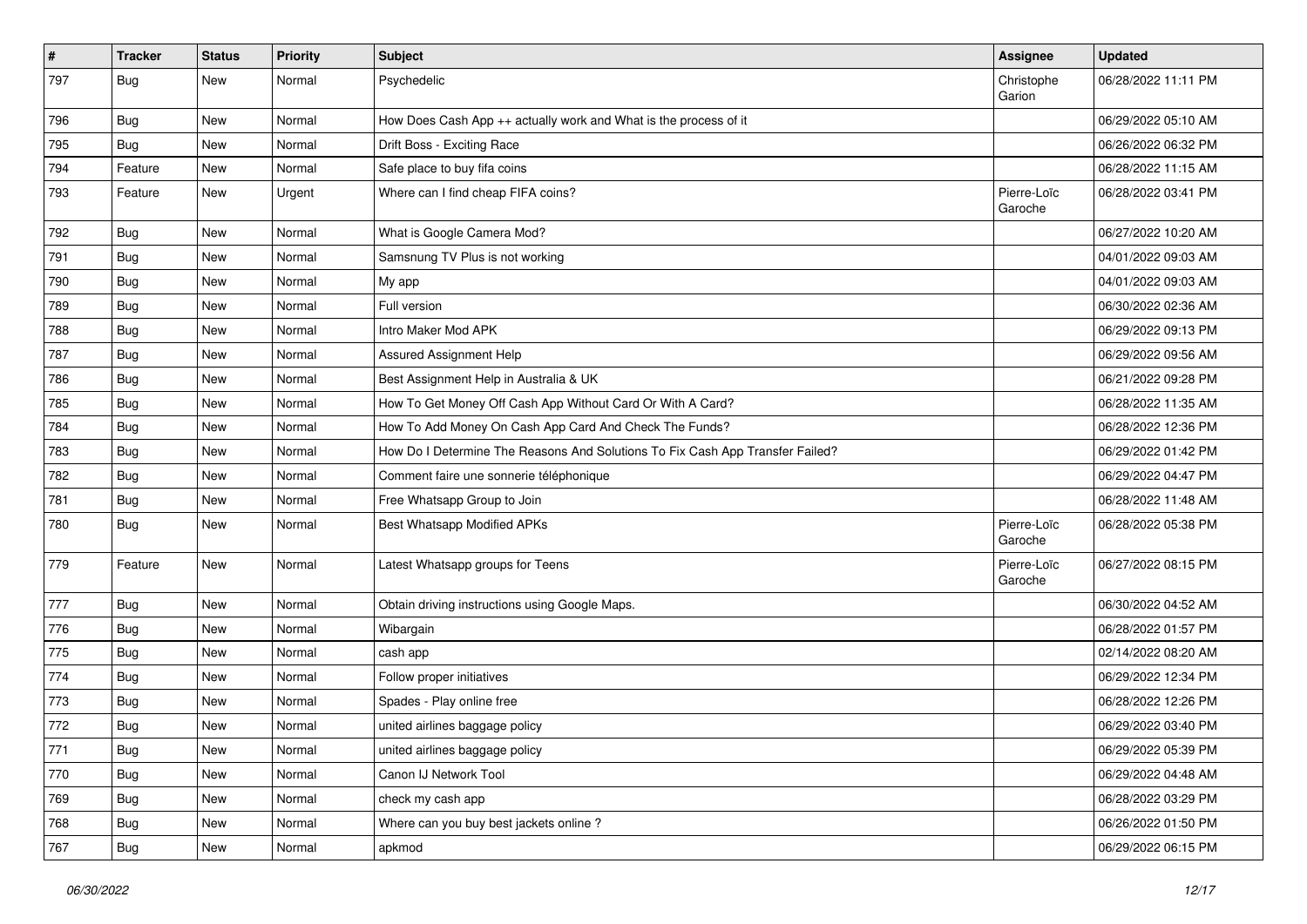| # | Tracker | Status | Priority | Subject | Assignee | Updated |
|---|---|---|---|---|---|---|
| 797 | Bug | New | Normal | Psychedelic | Christophe Garion | 06/28/2022 11:11 PM |
| 796 | Bug | New | Normal | How Does Cash App ++ actually work and What is the process of it | | 06/29/2022 05:10 AM |
| 795 | Bug | New | Normal | Drift Boss - Exciting Race | | 06/26/2022 06:32 PM |
| 794 | Feature | New | Normal | Safe place to buy fifa coins | | 06/28/2022 11:15 AM |
| 793 | Feature | New | Urgent | Where can I find cheap FIFA coins? | Pierre-Loïc Garoche | 06/28/2022 03:41 PM |
| 792 | Bug | New | Normal | What is Google Camera Mod? | | 06/27/2022 10:20 AM |
| 791 | Bug | New | Normal | Samsnung TV Plus is not working | | 04/01/2022 09:03 AM |
| 790 | Bug | New | Normal | My app | | 04/01/2022 09:03 AM |
| 789 | Bug | New | Normal | Full version | | 06/30/2022 02:36 AM |
| 788 | Bug | New | Normal | Intro Maker Mod APK | | 06/29/2022 09:13 PM |
| 787 | Bug | New | Normal | Assured Assignment Help | | 06/29/2022 09:56 AM |
| 786 | Bug | New | Normal | Best Assignment Help in Australia & UK | | 06/21/2022 09:28 PM |
| 785 | Bug | New | Normal | How To Get Money Off Cash App Without Card Or With A Card? | | 06/28/2022 11:35 AM |
| 784 | Bug | New | Normal | How To Add Money On Cash App Card And Check The Funds? | | 06/28/2022 12:36 PM |
| 783 | Bug | New | Normal | How Do I Determine The Reasons And Solutions To Fix Cash App Transfer Failed? | | 06/29/2022 01:42 PM |
| 782 | Bug | New | Normal | Comment faire une sonnerie téléphonique | | 06/29/2022 04:47 PM |
| 781 | Bug | New | Normal | Free Whatsapp Group to Join | | 06/28/2022 11:48 AM |
| 780 | Bug | New | Normal | Best Whatsapp Modified APKs | Pierre-Loïc Garoche | 06/28/2022 05:38 PM |
| 779 | Feature | New | Normal | Latest Whatsapp groups for Teens | Pierre-Loïc Garoche | 06/27/2022 08:15 PM |
| 777 | Bug | New | Normal | Obtain driving instructions using Google Maps. | | 06/30/2022 04:52 AM |
| 776 | Bug | New | Normal | Wibargain | | 06/28/2022 01:57 PM |
| 775 | Bug | New | Normal | cash app | | 02/14/2022 08:20 AM |
| 774 | Bug | New | Normal | Follow proper initiatives | | 06/29/2022 12:34 PM |
| 773 | Bug | New | Normal | Spades - Play online free | | 06/28/2022 12:26 PM |
| 772 | Bug | New | Normal | united airlines baggage policy | | 06/29/2022 03:40 PM |
| 771 | Bug | New | Normal | united airlines baggage policy | | 06/29/2022 05:39 PM |
| 770 | Bug | New | Normal | Canon IJ Network Tool | | 06/29/2022 04:48 AM |
| 769 | Bug | New | Normal | check my cash app | | 06/28/2022 03:29 PM |
| 768 | Bug | New | Normal | Where can you buy best jackets online ? | | 06/26/2022 01:50 PM |
| 767 | Bug | New | Normal | apkmod | | 06/29/2022 06:15 PM |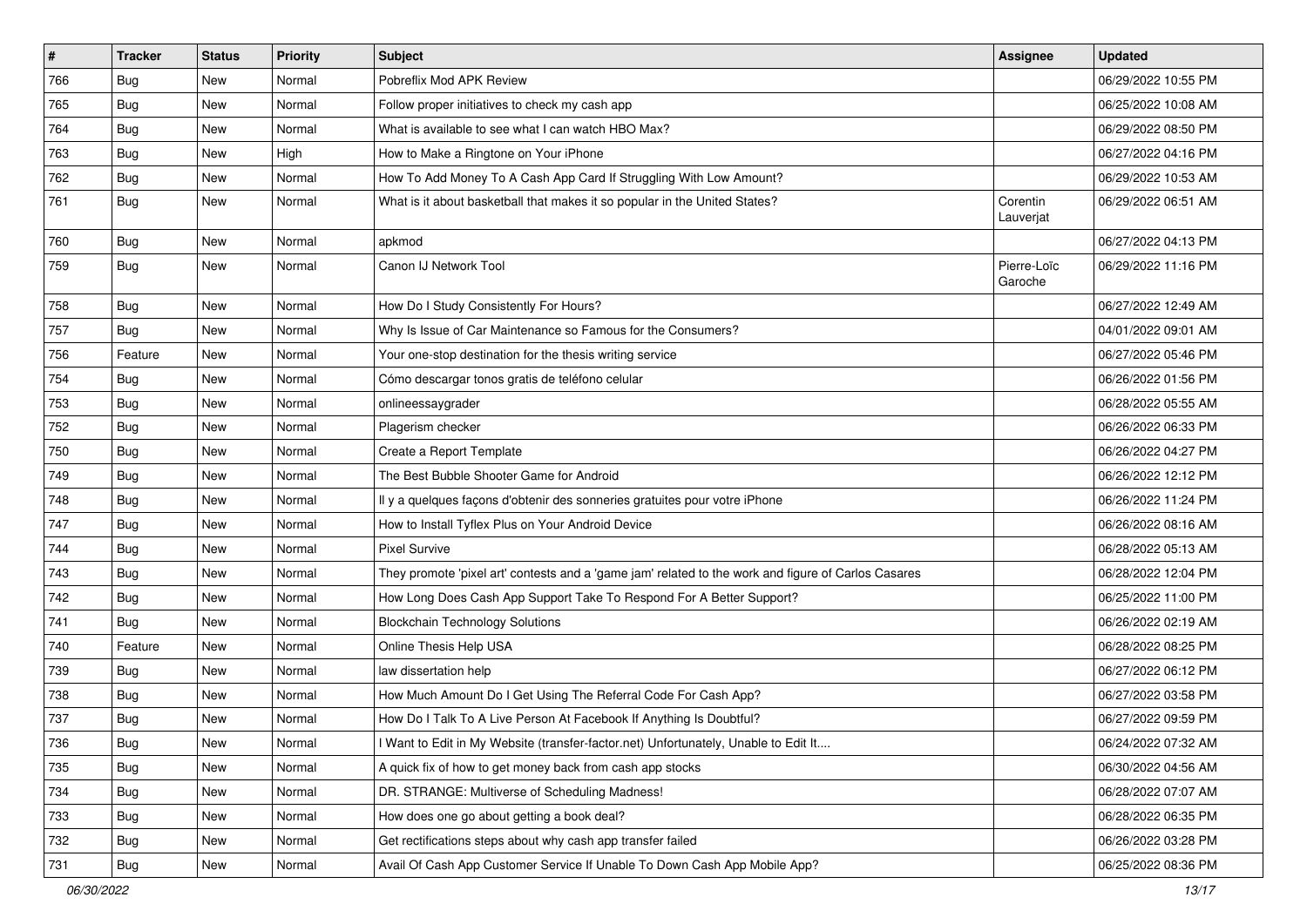| # | Tracker | Status | Priority | Subject | Assignee | Updated |
|---|---|---|---|---|---|---|
| 766 | Bug | New | Normal | Pobreflix Mod APK Review | | 06/29/2022 10:55 PM |
| 765 | Bug | New | Normal | Follow proper initiatives to check my cash app | | 06/25/2022 10:08 AM |
| 764 | Bug | New | Normal | What is available to see what I can watch HBO Max? | | 06/29/2022 08:50 PM |
| 763 | Bug | New | High | How to Make a Ringtone on Your iPhone | | 06/27/2022 04:16 PM |
| 762 | Bug | New | Normal | How To Add Money To A Cash App Card If Struggling With Low Amount? | | 06/29/2022 10:53 AM |
| 761 | Bug | New | Normal | What is it about basketball that makes it so popular in the United States? | Corentin Lauverjat | 06/29/2022 06:51 AM |
| 760 | Bug | New | Normal | apkmod | | 06/27/2022 04:13 PM |
| 759 | Bug | New | Normal | Canon IJ Network Tool | Pierre-Loïc Garoche | 06/29/2022 11:16 PM |
| 758 | Bug | New | Normal | How Do I Study Consistently For Hours? | | 06/27/2022 12:49 AM |
| 757 | Bug | New | Normal | Why Is Issue of Car Maintenance so Famous for the Consumers? | | 04/01/2022 09:01 AM |
| 756 | Feature | New | Normal | Your one-stop destination for the thesis writing service | | 06/27/2022 05:46 PM |
| 754 | Bug | New | Normal | Cómo descargar tonos gratis de teléfono celular | | 06/26/2022 01:56 PM |
| 753 | Bug | New | Normal | onlineessaygrader | | 06/28/2022 05:55 AM |
| 752 | Bug | New | Normal | Plagerism checker | | 06/26/2022 06:33 PM |
| 750 | Bug | New | Normal | Create a Report Template | | 06/26/2022 04:27 PM |
| 749 | Bug | New | Normal | The Best Bubble Shooter Game for Android | | 06/26/2022 12:12 PM |
| 748 | Bug | New | Normal | Il y a quelques façons d'obtenir des sonneries gratuites pour votre iPhone | | 06/26/2022 11:24 PM |
| 747 | Bug | New | Normal | How to Install Tyflex Plus on Your Android Device | | 06/26/2022 08:16 AM |
| 744 | Bug | New | Normal | Pixel Survive | | 06/28/2022 05:13 AM |
| 743 | Bug | New | Normal | They promote 'pixel art' contests and a 'game jam' related to the work and figure of Carlos Casares | | 06/28/2022 12:04 PM |
| 742 | Bug | New | Normal | How Long Does Cash App Support Take To Respond For A Better Support? | | 06/25/2022 11:00 PM |
| 741 | Bug | New | Normal | Blockchain Technology Solutions | | 06/26/2022 02:19 AM |
| 740 | Feature | New | Normal | Online Thesis Help USA | | 06/28/2022 08:25 PM |
| 739 | Bug | New | Normal | law dissertation help | | 06/27/2022 06:12 PM |
| 738 | Bug | New | Normal | How Much Amount Do I Get Using The Referral Code For Cash App? | | 06/27/2022 03:58 PM |
| 737 | Bug | New | Normal | How Do I Talk To A Live Person At Facebook If Anything Is Doubtful? | | 06/27/2022 09:59 PM |
| 736 | Bug | New | Normal | I Want to Edit in My Website (transfer-factor.net) Unfortunately, Unable to Edit It.... | | 06/24/2022 07:32 AM |
| 735 | Bug | New | Normal | A quick fix of how to get money back from cash app stocks | | 06/30/2022 04:56 AM |
| 734 | Bug | New | Normal | DR. STRANGE: Multiverse of Scheduling Madness! | | 06/28/2022 07:07 AM |
| 733 | Bug | New | Normal | How does one go about getting a book deal? | | 06/28/2022 06:35 PM |
| 732 | Bug | New | Normal | Get rectifications steps about why cash app transfer failed | | 06/26/2022 03:28 PM |
| 731 | Bug | New | Normal | Avail Of Cash App Customer Service If Unable To Down Cash App Mobile App? | | 06/25/2022 08:36 PM |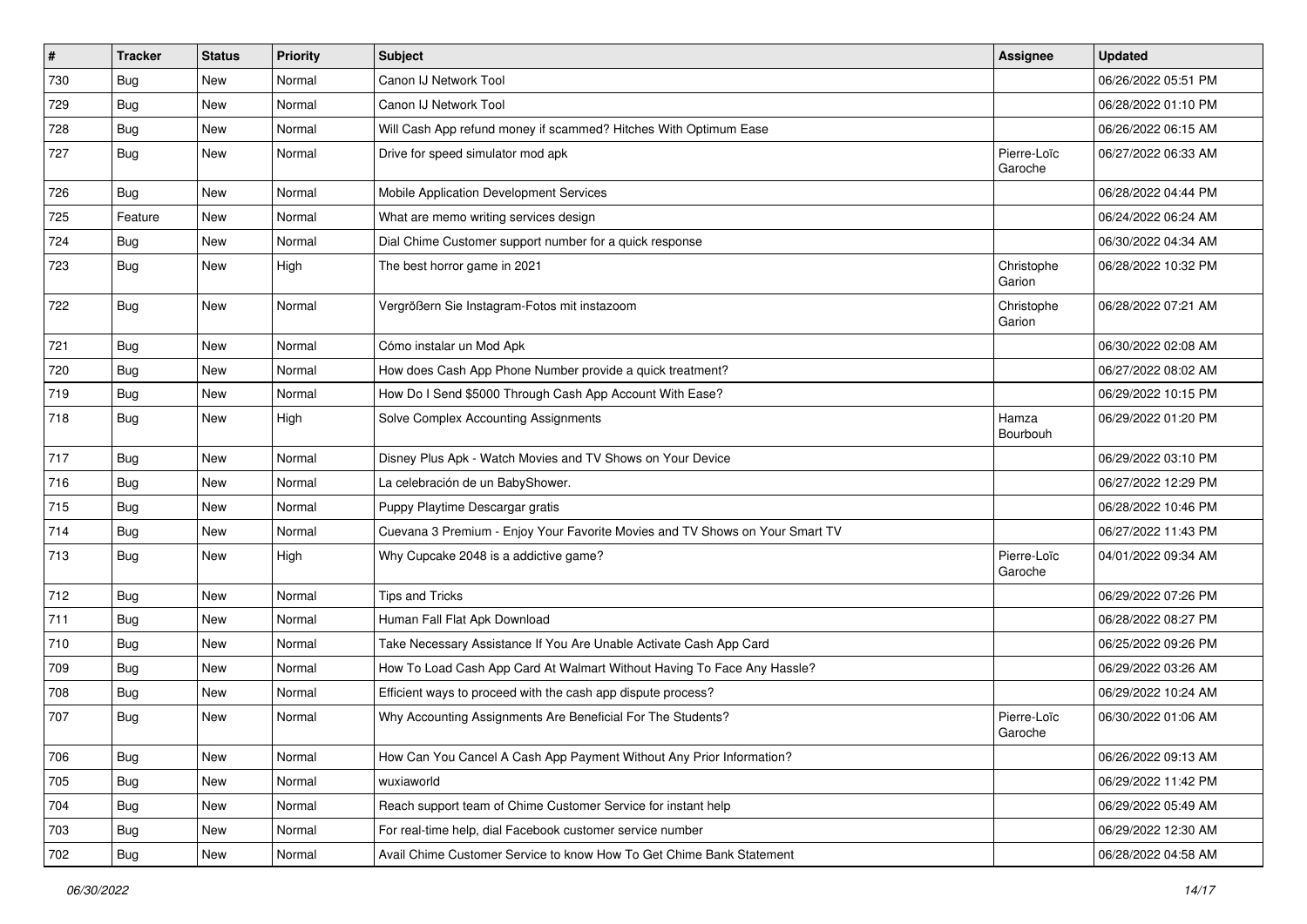| # | Tracker | Status | Priority | Subject | Assignee | Updated |
|---|---|---|---|---|---|---|
| 730 | Bug | New | Normal | Canon IJ Network Tool | | 06/26/2022 05:51 PM |
| 729 | Bug | New | Normal | Canon IJ Network Tool | | 06/28/2022 01:10 PM |
| 728 | Bug | New | Normal | Will Cash App refund money if scammed? Hitches With Optimum Ease | | 06/26/2022 06:15 AM |
| 727 | Bug | New | Normal | Drive for speed simulator mod apk | Pierre-Loïc Garoche | 06/27/2022 06:33 AM |
| 726 | Bug | New | Normal | Mobile Application Development Services | | 06/28/2022 04:44 PM |
| 725 | Feature | New | Normal | What are memo writing services design | | 06/24/2022 06:24 AM |
| 724 | Bug | New | Normal | Dial Chime Customer support number for a quick response | | 06/30/2022 04:34 AM |
| 723 | Bug | New | High | The best horror game in 2021 | Christophe Garion | 06/28/2022 10:32 PM |
| 722 | Bug | New | Normal | Vergrößern Sie Instagram-Fotos mit instazoom | Christophe Garion | 06/28/2022 07:21 AM |
| 721 | Bug | New | Normal | Cómo instalar un Mod Apk | | 06/30/2022 02:08 AM |
| 720 | Bug | New | Normal | How does Cash App Phone Number provide a quick treatment? | | 06/27/2022 08:02 AM |
| 719 | Bug | New | Normal | How Do I Send $5000 Through Cash App Account With Ease? | | 06/29/2022 10:15 PM |
| 718 | Bug | New | High | Solve Complex Accounting Assignments | Hamza Bourbouh | 06/29/2022 01:20 PM |
| 717 | Bug | New | Normal | Disney Plus Apk - Watch Movies and TV Shows on Your Device | | 06/29/2022 03:10 PM |
| 716 | Bug | New | Normal | La celebración de un BabyShower. | | 06/27/2022 12:29 PM |
| 715 | Bug | New | Normal | Puppy Playtime Descargar gratis | | 06/28/2022 10:46 PM |
| 714 | Bug | New | Normal | Cuevana 3 Premium - Enjoy Your Favorite Movies and TV Shows on Your Smart TV | | 06/27/2022 11:43 PM |
| 713 | Bug | New | High | Why Cupcake 2048 is a addictive game? | Pierre-Loïc Garoche | 04/01/2022 09:34 AM |
| 712 | Bug | New | Normal | Tips and Tricks | | 06/29/2022 07:26 PM |
| 711 | Bug | New | Normal | Human Fall Flat Apk Download | | 06/28/2022 08:27 PM |
| 710 | Bug | New | Normal | Take Necessary Assistance If You Are Unable Activate Cash App Card | | 06/25/2022 09:26 PM |
| 709 | Bug | New | Normal | How To Load Cash App Card At Walmart Without Having To Face Any Hassle? | | 06/29/2022 03:26 AM |
| 708 | Bug | New | Normal | Efficient ways to proceed with the cash app dispute process? | | 06/29/2022 10:24 AM |
| 707 | Bug | New | Normal | Why Accounting Assignments Are Beneficial For The Students? | Pierre-Loïc Garoche | 06/30/2022 01:06 AM |
| 706 | Bug | New | Normal | How Can You Cancel A Cash App Payment Without Any Prior Information? | | 06/26/2022 09:13 AM |
| 705 | Bug | New | Normal | wuxiaworld | | 06/29/2022 11:42 PM |
| 704 | Bug | New | Normal | Reach support team of Chime Customer Service for instant help | | 06/29/2022 05:49 AM |
| 703 | Bug | New | Normal | For real-time help, dial Facebook customer service number | | 06/29/2022 12:30 AM |
| 702 | Bug | New | Normal | Avail Chime Customer Service to know How To Get Chime Bank Statement | | 06/28/2022 04:58 AM |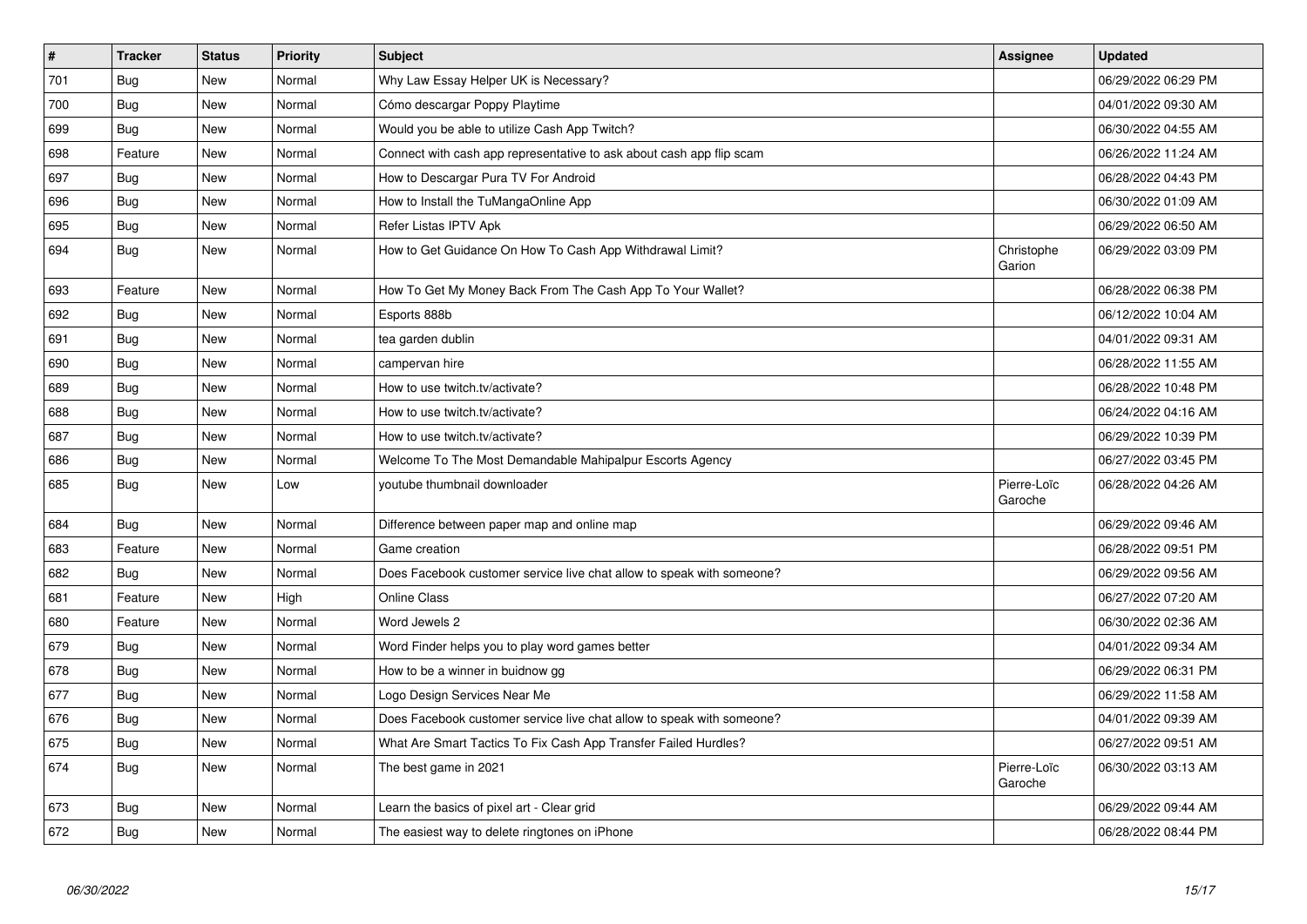| # | Tracker | Status | Priority | Subject | Assignee | Updated |
|---|---|---|---|---|---|---|
| 701 | Bug | New | Normal | Why Law Essay Helper UK is Necessary? | | 06/29/2022 06:29 PM |
| 700 | Bug | New | Normal | Cómo descargar Poppy Playtime | | 04/01/2022 09:30 AM |
| 699 | Bug | New | Normal | Would you be able to utilize Cash App Twitch? | | 06/30/2022 04:55 AM |
| 698 | Feature | New | Normal | Connect with cash app representative to ask about cash app flip scam | | 06/26/2022 11:24 AM |
| 697 | Bug | New | Normal | How to Descargar Pura TV For Android | | 06/28/2022 04:43 PM |
| 696 | Bug | New | Normal | How to Install the TuMangaOnline App | | 06/30/2022 01:09 AM |
| 695 | Bug | New | Normal | Refer Listas IPTV Apk | | 06/29/2022 06:50 AM |
| 694 | Bug | New | Normal | How to Get Guidance On How To Cash App Withdrawal Limit? | Christophe Garion | 06/29/2022 03:09 PM |
| 693 | Feature | New | Normal | How To Get My Money Back From The Cash App To Your Wallet? | | 06/28/2022 06:38 PM |
| 692 | Bug | New | Normal | Esports 888b | | 06/12/2022 10:04 AM |
| 691 | Bug | New | Normal | tea garden dublin | | 04/01/2022 09:31 AM |
| 690 | Bug | New | Normal | campervan hire | | 06/28/2022 11:55 AM |
| 689 | Bug | New | Normal | How to use twitch.tv/activate? | | 06/28/2022 10:48 PM |
| 688 | Bug | New | Normal | How to use twitch.tv/activate? | | 06/24/2022 04:16 AM |
| 687 | Bug | New | Normal | How to use twitch.tv/activate? | | 06/29/2022 10:39 PM |
| 686 | Bug | New | Normal | Welcome To The Most Demandable Mahipalpur Escorts Agency | | 06/27/2022 03:45 PM |
| 685 | Bug | New | Low | youtube thumbnail downloader | Pierre-Loïc Garoche | 06/28/2022 04:26 AM |
| 684 | Bug | New | Normal | Difference between paper map and online map | | 06/29/2022 09:46 AM |
| 683 | Feature | New | Normal | Game creation | | 06/28/2022 09:51 PM |
| 682 | Bug | New | Normal | Does Facebook customer service live chat allow to speak with someone? | | 06/29/2022 09:56 AM |
| 681 | Feature | New | High | Online Class | | 06/27/2022 07:20 AM |
| 680 | Feature | New | Normal | Word Jewels 2 | | 06/30/2022 02:36 AM |
| 679 | Bug | New | Normal | Word Finder helps you to play word games better | | 04/01/2022 09:34 AM |
| 678 | Bug | New | Normal | How to be a winner in buidnow gg | | 06/29/2022 06:31 PM |
| 677 | Bug | New | Normal | Logo Design Services Near Me | | 06/29/2022 11:58 AM |
| 676 | Bug | New | Normal | Does Facebook customer service live chat allow to speak with someone? | | 04/01/2022 09:39 AM |
| 675 | Bug | New | Normal | What Are Smart Tactics To Fix Cash App Transfer Failed Hurdles? | | 06/27/2022 09:51 AM |
| 674 | Bug | New | Normal | The best game in 2021 | Pierre-Loïc Garoche | 06/30/2022 03:13 AM |
| 673 | Bug | New | Normal | Learn the basics of pixel art - Clear grid | | 06/29/2022 09:44 AM |
| 672 | Bug | New | Normal | The easiest way to delete ringtones on iPhone | | 06/28/2022 08:44 PM |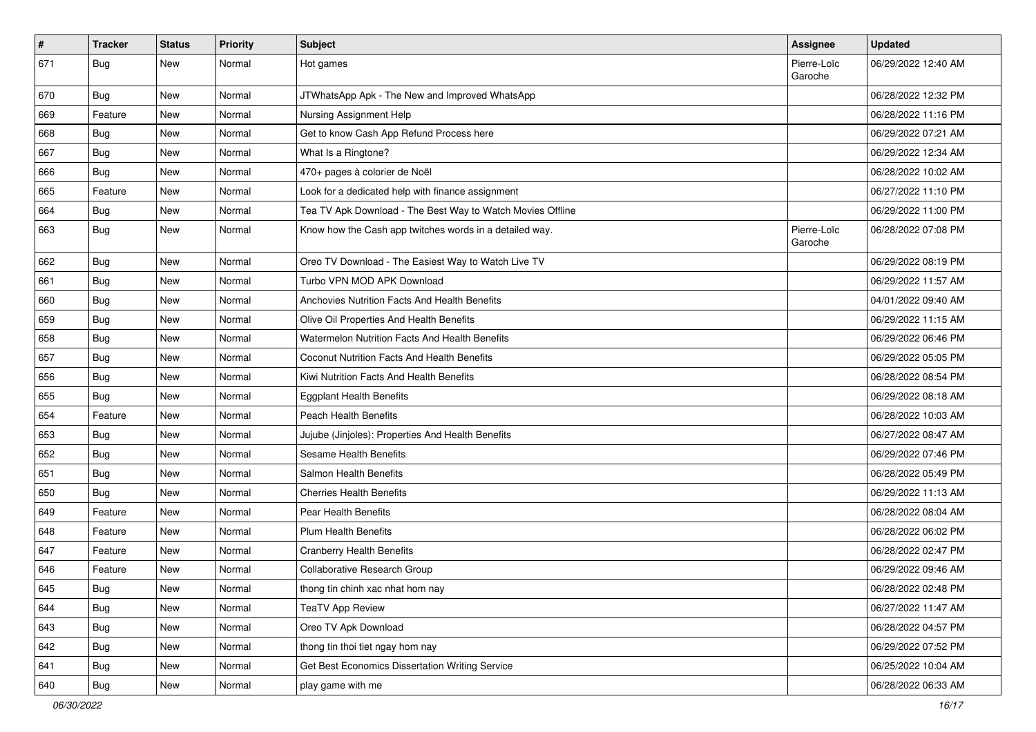| # | Tracker | Status | Priority | Subject | Assignee | Updated |
|---|---|---|---|---|---|---|
| 671 | Bug | New | Normal | Hot games | Pierre-Loïc Garoche | 06/29/2022 12:40 AM |
| 670 | Bug | New | Normal | JTWhatsApp Apk - The New and Improved WhatsApp | | 06/28/2022 12:32 PM |
| 669 | Feature | New | Normal | Nursing Assignment Help | | 06/28/2022 11:16 PM |
| 668 | Bug | New | Normal | Get to know Cash App Refund Process here | | 06/29/2022 07:21 AM |
| 667 | Bug | New | Normal | What Is a Ringtone? | | 06/29/2022 12:34 AM |
| 666 | Bug | New | Normal | 470+ pages à colorier de Noël | | 06/28/2022 10:02 AM |
| 665 | Feature | New | Normal | Look for a dedicated help with finance assignment | | 06/27/2022 11:10 PM |
| 664 | Bug | New | Normal | Tea TV Apk Download - The Best Way to Watch Movies Offline | | 06/29/2022 11:00 PM |
| 663 | Bug | New | Normal | Know how the Cash app twitches words in a detailed way. | Pierre-Loïc Garoche | 06/28/2022 07:08 PM |
| 662 | Bug | New | Normal | Oreo TV Download - The Easiest Way to Watch Live TV | | 06/29/2022 08:19 PM |
| 661 | Bug | New | Normal | Turbo VPN MOD APK Download | | 06/29/2022 11:57 AM |
| 660 | Bug | New | Normal | Anchovies Nutrition Facts And Health Benefits | | 04/01/2022 09:40 AM |
| 659 | Bug | New | Normal | Olive Oil Properties And Health Benefits | | 06/29/2022 11:15 AM |
| 658 | Bug | New | Normal | Watermelon Nutrition Facts And Health Benefits | | 06/29/2022 06:46 PM |
| 657 | Bug | New | Normal | Coconut Nutrition Facts And Health Benefits | | 06/29/2022 05:05 PM |
| 656 | Bug | New | Normal | Kiwi Nutrition Facts And Health Benefits | | 06/28/2022 08:54 PM |
| 655 | Bug | New | Normal | Eggplant Health Benefits | | 06/29/2022 08:18 AM |
| 654 | Feature | New | Normal | Peach Health Benefits | | 06/28/2022 10:03 AM |
| 653 | Bug | New | Normal | Jujube (Jinjoles): Properties And Health Benefits | | 06/27/2022 08:47 AM |
| 652 | Bug | New | Normal | Sesame Health Benefits | | 06/29/2022 07:46 PM |
| 651 | Bug | New | Normal | Salmon Health Benefits | | 06/28/2022 05:49 PM |
| 650 | Bug | New | Normal | Cherries Health Benefits | | 06/29/2022 11:13 AM |
| 649 | Feature | New | Normal | Pear Health Benefits | | 06/28/2022 08:04 AM |
| 648 | Feature | New | Normal | Plum Health Benefits | | 06/28/2022 06:02 PM |
| 647 | Feature | New | Normal | Cranberry Health Benefits | | 06/28/2022 02:47 PM |
| 646 | Feature | New | Normal | Collaborative Research Group | | 06/29/2022 09:46 AM |
| 645 | Bug | New | Normal | thong tin chinh xac nhat hom nay | | 06/28/2022 02:48 PM |
| 644 | Bug | New | Normal | TeaTV App Review | | 06/27/2022 11:47 AM |
| 643 | Bug | New | Normal | Oreo TV Apk Download | | 06/28/2022 04:57 PM |
| 642 | Bug | New | Normal | thong tin thoi tiet ngay hom nay | | 06/29/2022 07:52 PM |
| 641 | Bug | New | Normal | Get Best Economics Dissertation Writing Service | | 06/25/2022 10:04 AM |
| 640 | Bug | New | Normal | play game with me | | 06/28/2022 06:33 AM |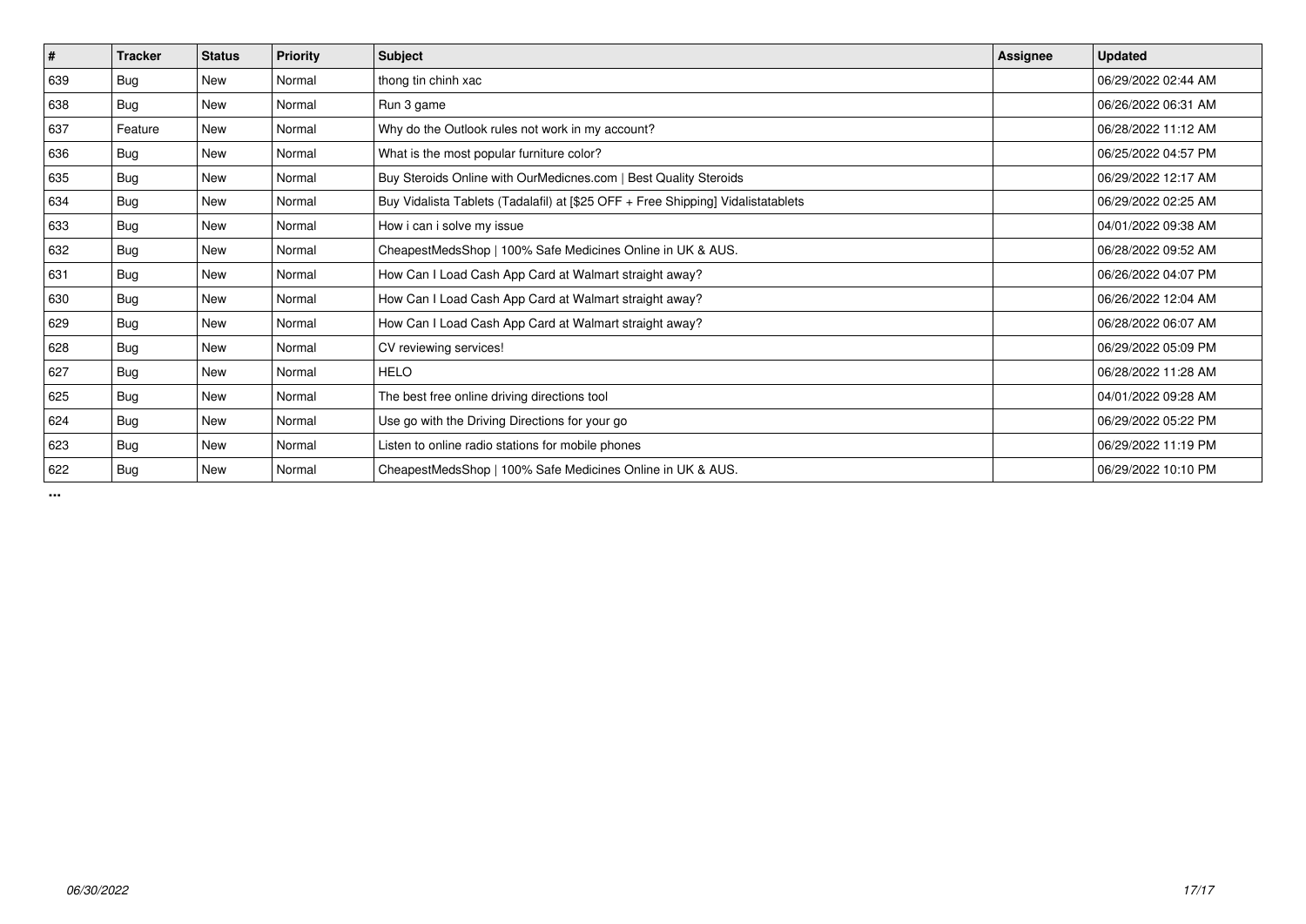| # | Tracker | Status | Priority | Subject | Assignee | Updated |
| --- | --- | --- | --- | --- | --- | --- |
| 639 | Bug | New | Normal | thong tin chinh xac | | 06/29/2022 02:44 AM |
| 638 | Bug | New | Normal | Run 3 game | | 06/26/2022 06:31 AM |
| 637 | Feature | New | Normal | Why do the Outlook rules not work in my account? | | 06/28/2022 11:12 AM |
| 636 | Bug | New | Normal | What is the most popular furniture color? | | 06/25/2022 04:57 PM |
| 635 | Bug | New | Normal | Buy Steroids Online with OurMedicnes.com \| Best Quality Steroids | | 06/29/2022 12:17 AM |
| 634 | Bug | New | Normal | Buy Vidalista Tablets (Tadalafil) at [$25 OFF + Free Shipping] Vidalistatablets | | 06/29/2022 02:25 AM |
| 633 | Bug | New | Normal | How i can i solve my issue | | 04/01/2022 09:38 AM |
| 632 | Bug | New | Normal | CheapestMedsShop \| 100% Safe Medicines Online in UK & AUS. | | 06/28/2022 09:52 AM |
| 631 | Bug | New | Normal | How Can I Load Cash App Card at Walmart straight away? | | 06/26/2022 04:07 PM |
| 630 | Bug | New | Normal | How Can I Load Cash App Card at Walmart straight away? | | 06/26/2022 12:04 AM |
| 629 | Bug | New | Normal | How Can I Load Cash App Card at Walmart straight away? | | 06/28/2022 06:07 AM |
| 628 | Bug | New | Normal | CV reviewing services! | | 06/29/2022 05:09 PM |
| 627 | Bug | New | Normal | HELO | | 06/28/2022 11:28 AM |
| 625 | Bug | New | Normal | The best free online driving directions tool | | 04/01/2022 09:28 AM |
| 624 | Bug | New | Normal | Use go with the Driving Directions for your go | | 06/29/2022 05:22 PM |
| 623 | Bug | New | Normal | Listen to online radio stations for mobile phones | | 06/29/2022 11:19 PM |
| 622 | Bug | New | Normal | CheapestMedsShop \| 100% Safe Medicines Online in UK & AUS. | | 06/29/2022 10:10 PM |

...